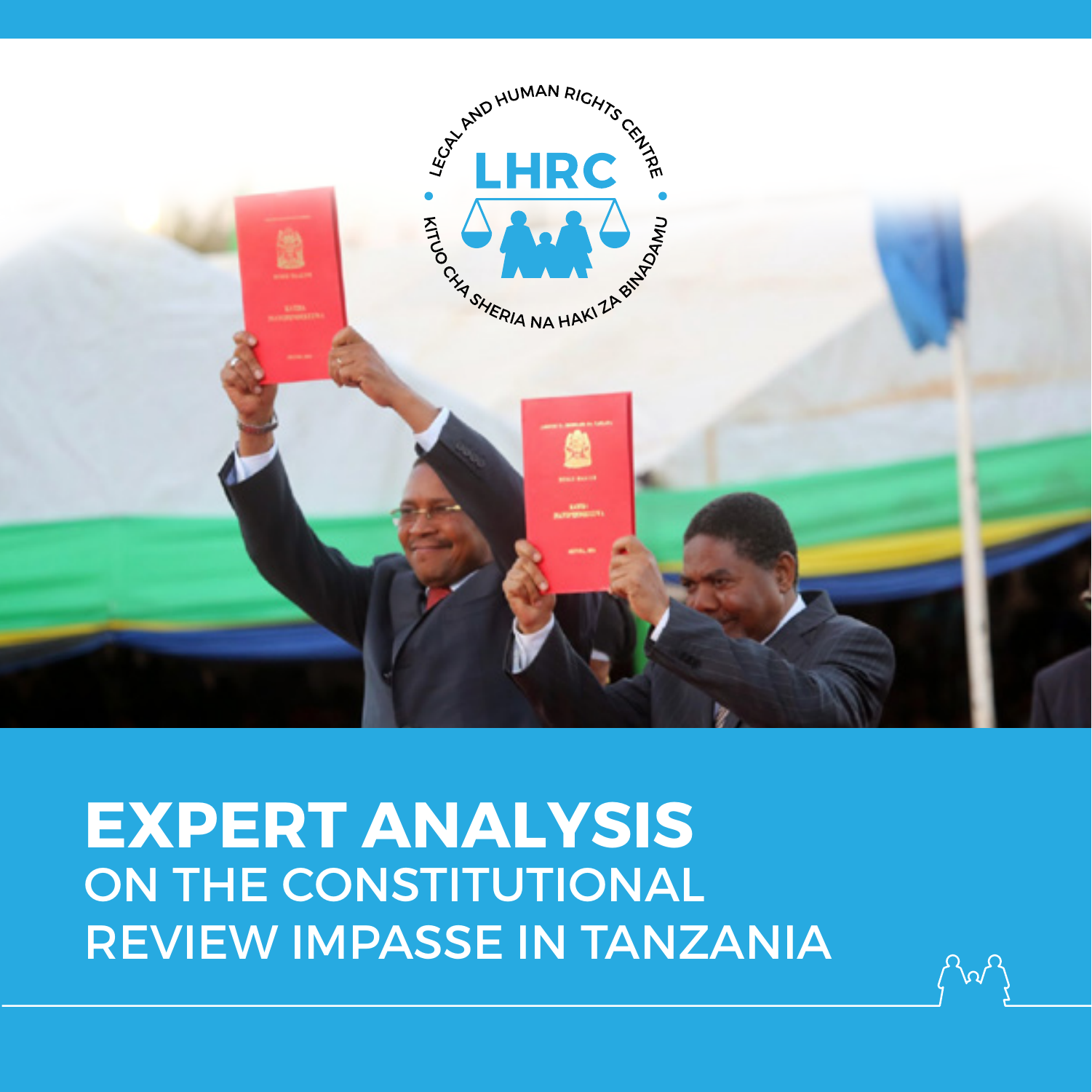LEGAL AND HUMAN RIGHTS CENTRE

LHRC

KITUO CHA SHERIA NA HAKI ZA BINADAMU

# EXPERT ANALYSIS
## ON THE CONSTITUTIONAL REVIEW IMPASSE IN TANZANIA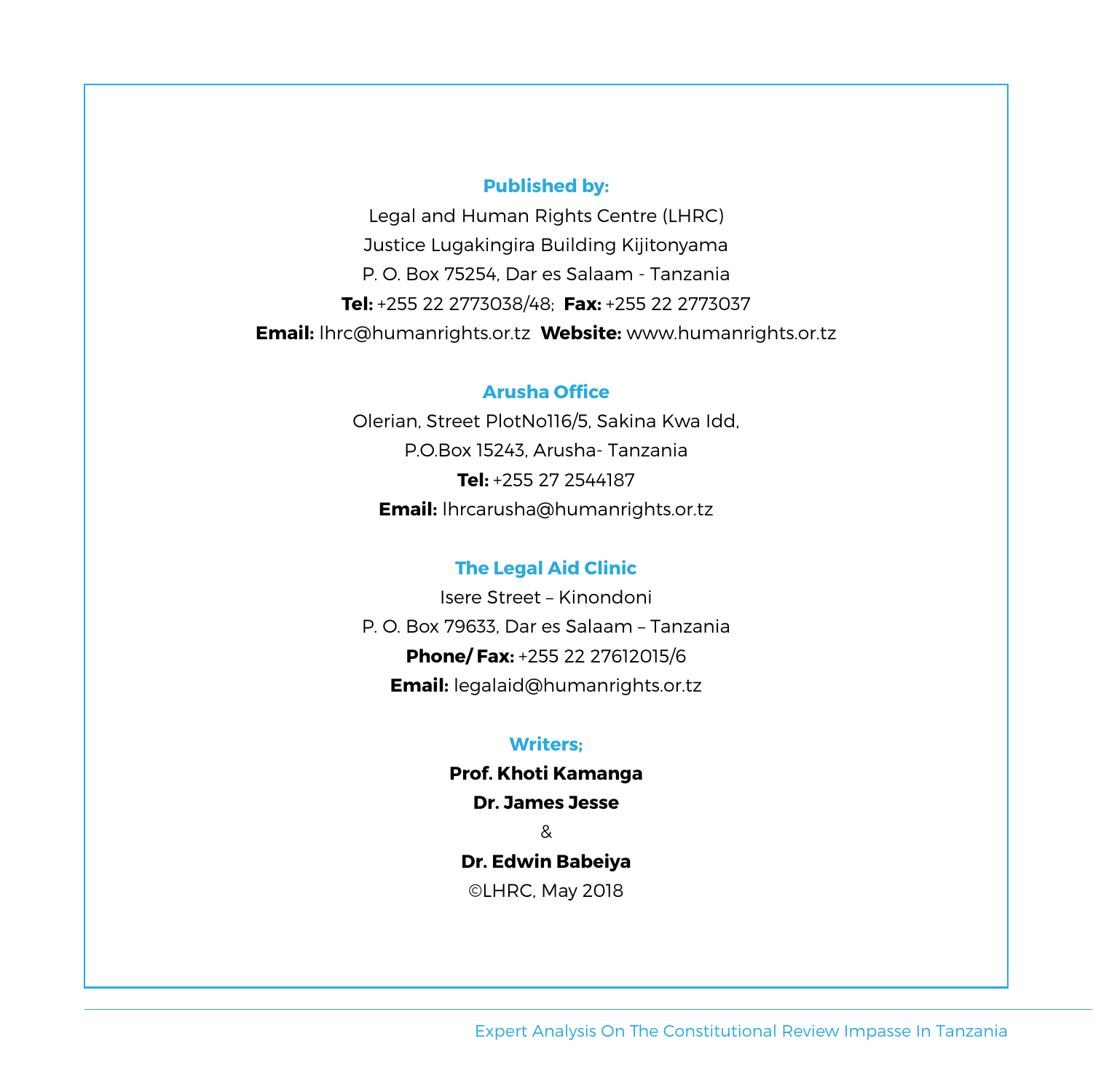**Published by:**

Legal and Human Rights Centre (LHRC)
Justice Lugakingira Building Kijitonyama
P. O. Box 75254, Dar es Salaam - Tanzania
**Tel:** +255 22 2773038/48; **Fax:** +255 22 2773037
**Email:** lhrc@humanrights.or.tz **Website:** www.humanrights.or.tz

**Arusha Office**

Olerian, Street PlotNo116/5, Sakina Kwa Idd,
P.O.Box 15243, Arusha- Tanzania
**Tel:** +255 27 2544187
**Email:** lhrcarusha@humanrights.or.tz

**The Legal Aid Clinic**

Isere Street – Kinondoni
P. O. Box 79633, Dar es Salaam – Tanzania
**Phone/ Fax:** +255 22 27612015/6
**Email:** legalaid@humanrights.or.tz

**Writers;**

**Prof. Khoti Kamanga**
**Dr. James Jesse**
&
**Dr. Edwin Babeiya**

©LHRC, May 2018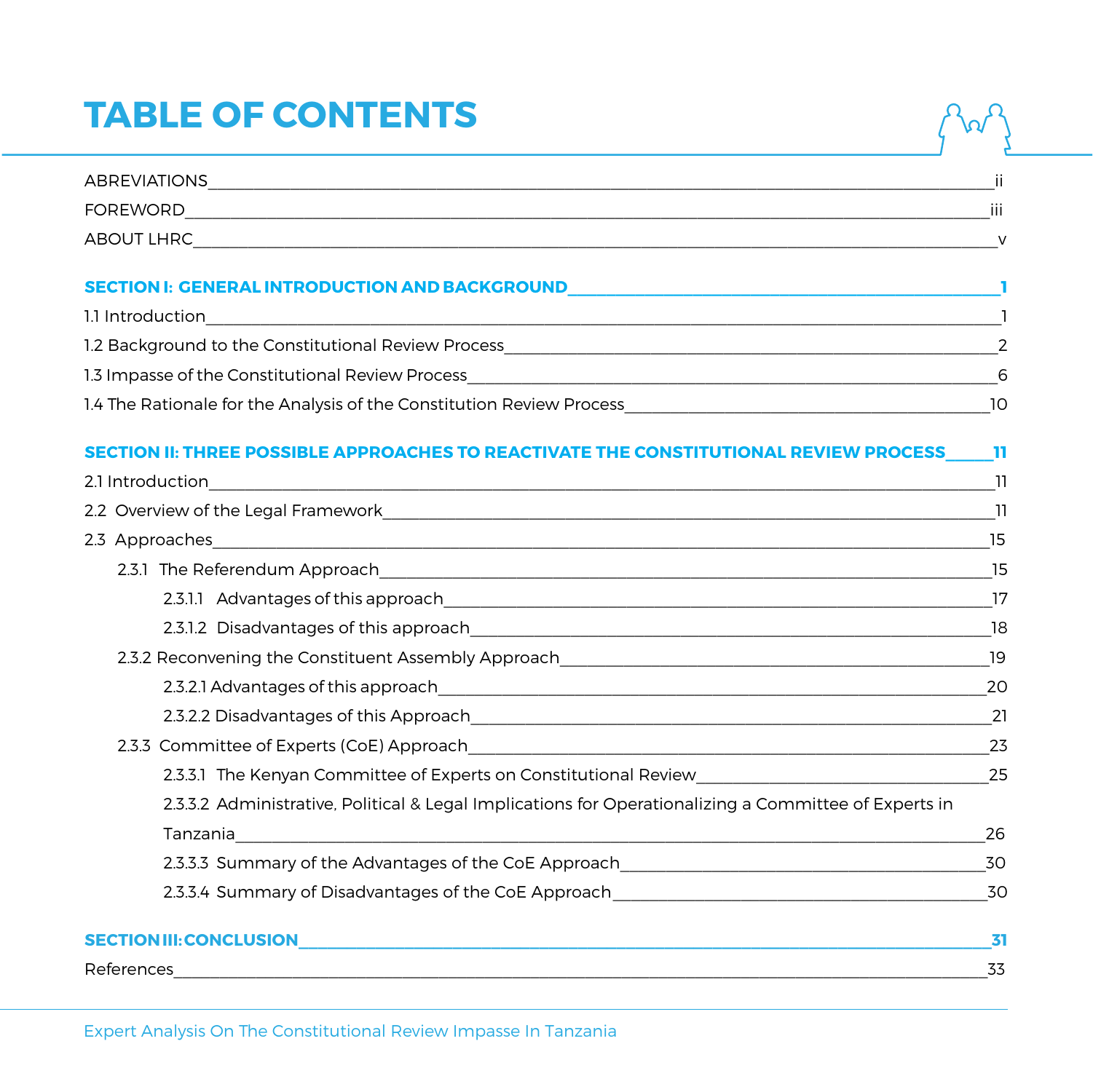# TABLE OF CONTENTS

ABREVIATIONS ii

FOREWORD iii

ABOUT LHRC v

**SECTION I: GENERAL INTRODUCTION AND BACKGROUND 1**

1.1 Introduction 1

1.2 Background to the Constitutional Review Process 2

1.3 Impasse of the Constitutional Review Process 6

1.4 The Rationale for the Analysis of the Constitution Review Process 10

**SECTION II: THREE POSSIBLE APPROACHES TO REACTIVATE THE CONSTITUTIONAL REVIEW PROCESS 11**

2.1 Introduction 11

2.2 Overview of the Legal Framework 11

2.3 Approaches 15

- 2.3.1 The Referendum Approach 15
  - 2.3.1.1 Advantages of this approach 17
  - 2.3.1.2 Disadvantages of this approach 18
- 2.3.2 Reconvening the Constituent Assembly Approach 19
  - 2.3.2.1 Advantages of this approach 20
  - 2.3.2.2 Disadvantages of this Approach 21
- 2.3.3 Committee of Experts (CoE) Approach 23
  - 2.3.3.1 The Kenyan Committee of Experts on Constitutional Review 25
  - 2.3.3.2 Administrative, Political & Legal Implications for Operationalizing a Committee of Experts in Tanzania 26
  - 2.3.3.3 Summary of the Advantages of the CoE Approach 30
  - 2.3.3.4 Summary of Disadvantages of the CoE Approach 30

**SECTION III: CONCLUSION 31**

References 33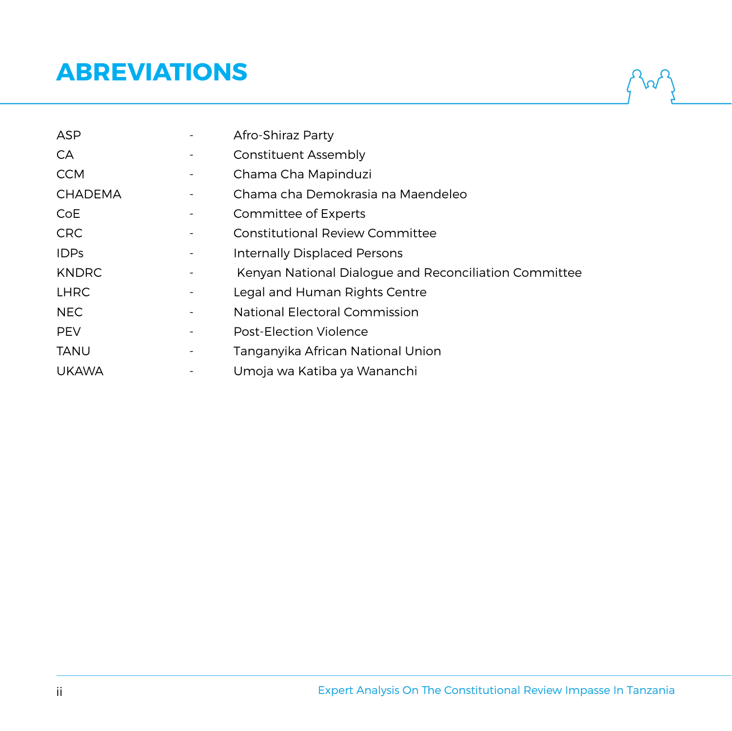# ABREVIATIONS

| | | |
|---|---|---|
| ASP | - | Afro-Shiraz Party |
| CA | - | Constituent Assembly |
| CCM | - | Chama Cha Mapinduzi |
| CHADEMA | - | Chama cha Demokrasia na Maendeleo |
| CoE | - | Committee of Experts |
| CRC | - | Constitutional Review Committee |
| IDPs | - | Internally Displaced Persons |
| KNDRC | - | Kenyan National Dialogue and Reconciliation Committee |
| LHRC | - | Legal and Human Rights Centre |
| NEC | - | National Electoral Commission |
| PEV | - | Post-Election Violence |
| TANU | - | Tanganyika African National Union |
| UKAWA | - | Umoja wa Katiba ya Wananchi |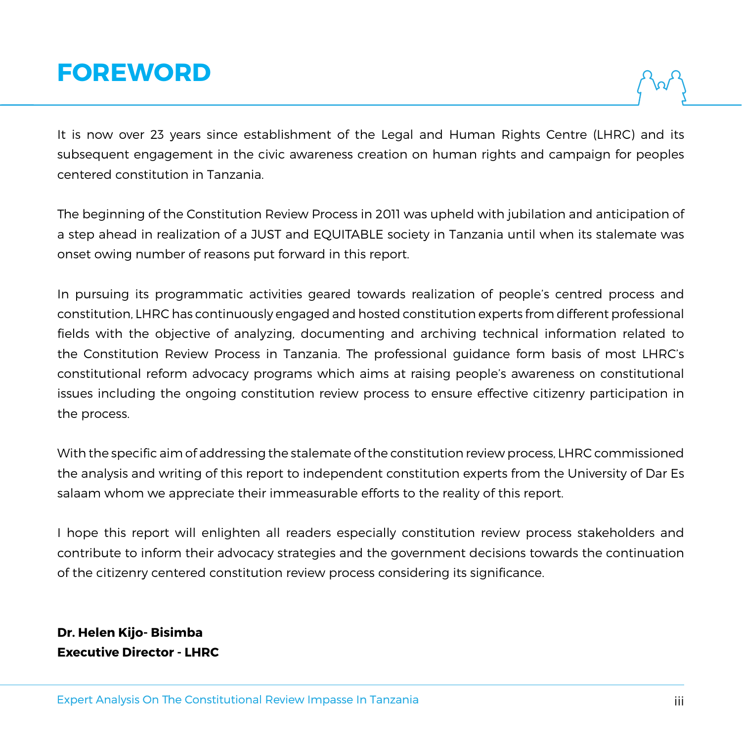# FOREWORD

It is now over 23 years since establishment of the Legal and Human Rights Centre (LHRC) and its subsequent engagement in the civic awareness creation on human rights and campaign for peoples centered constitution in Tanzania.

The beginning of the Constitution Review Process in 2011 was upheld with jubilation and anticipation of a step ahead in realization of a JUST and EQUITABLE society in Tanzania until when its stalemate was onset owing number of reasons put forward in this report.

In pursuing its programmatic activities geared towards realization of people's centred process and constitution, LHRC has continuously engaged and hosted constitution experts from different professional fields with the objective of analyzing, documenting and archiving technical information related to the Constitution Review Process in Tanzania. The professional guidance form basis of most LHRC's constitutional reform advocacy programs which aims at raising people's awareness on constitutional issues including the ongoing constitution review process to ensure effective citizenry participation in the process.

With the specific aim of addressing the stalemate of the constitution review process, LHRC commissioned the analysis and writing of this report to independent constitution experts from the University of Dar Es salaam whom we appreciate their immeasurable efforts to the reality of this report.

I hope this report will enlighten all readers especially constitution review process stakeholders and contribute to inform their advocacy strategies and the government decisions towards the continuation of the citizenry centered constitution review process considering its significance.

**Dr. Helen Kijo- Bisimba**
**Executive Director - LHRC**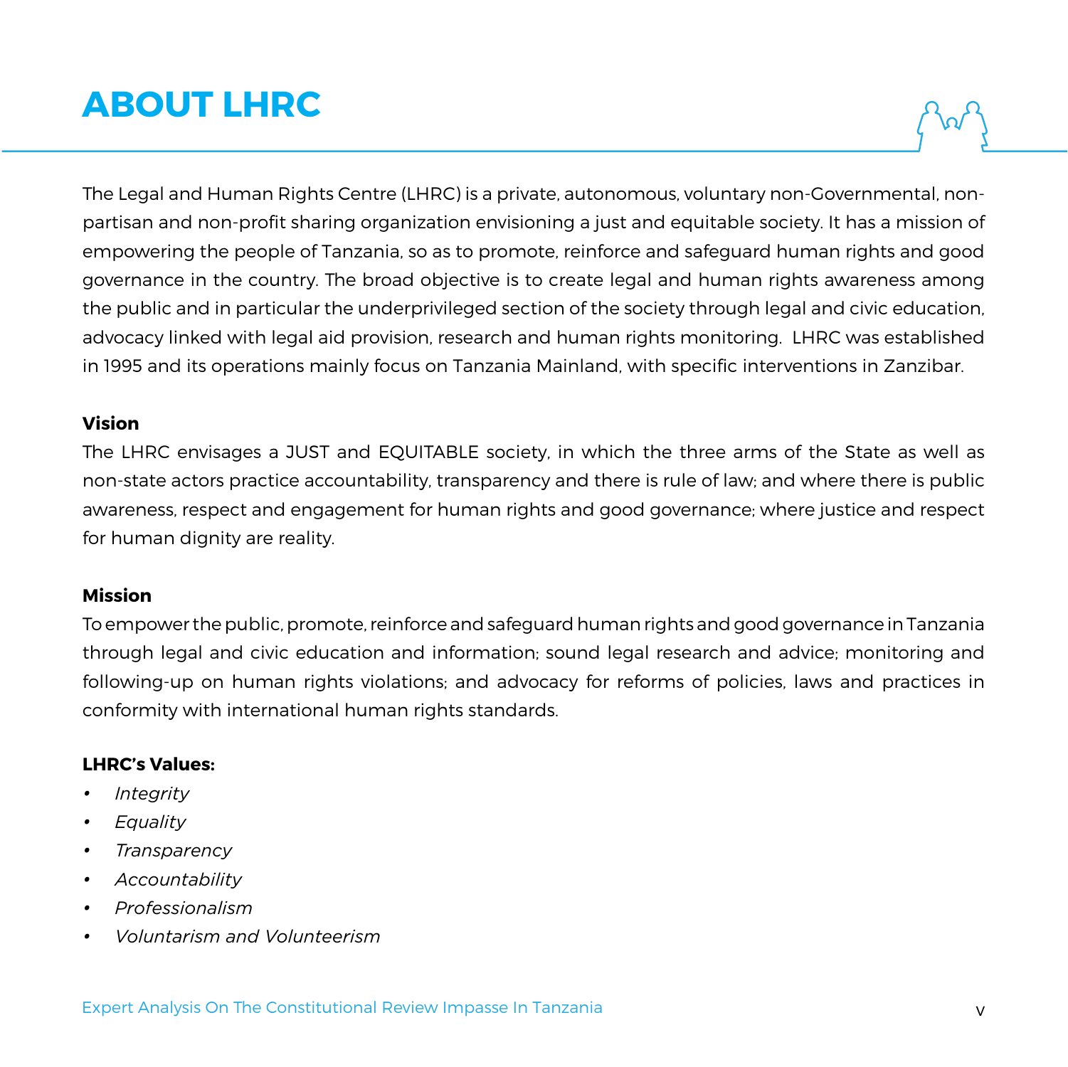# ABOUT LHRC

The Legal and Human Rights Centre (LHRC) is a private, autonomous, voluntary non-Governmental, non-partisan and non-profit sharing organization envisioning a just and equitable society. It has a mission of empowering the people of Tanzania, so as to promote, reinforce and safeguard human rights and good governance in the country. The broad objective is to create legal and human rights awareness among the public and in particular the underprivileged section of the society through legal and civic education, advocacy linked with legal aid provision, research and human rights monitoring. LHRC was established in 1995 and its operations mainly focus on Tanzania Mainland, with specific interventions in Zanzibar.

**Vision**

The LHRC envisages a JUST and EQUITABLE society, in which the three arms of the State as well as non-state actors practice accountability, transparency and there is rule of law; and where there is public awareness, respect and engagement for human rights and good governance; where justice and respect for human dignity are reality.

**Mission**

To empower the public, promote, reinforce and safeguard human rights and good governance in Tanzania through legal and civic education and information; sound legal research and advice; monitoring and following-up on human rights violations; and advocacy for reforms of policies, laws and practices in conformity with international human rights standards.

**LHRC's Values:**

- *Integrity*
- *Equality*
- *Transparency*
- *Accountability*
- *Professionalism*
- *Voluntarism and Volunteerism*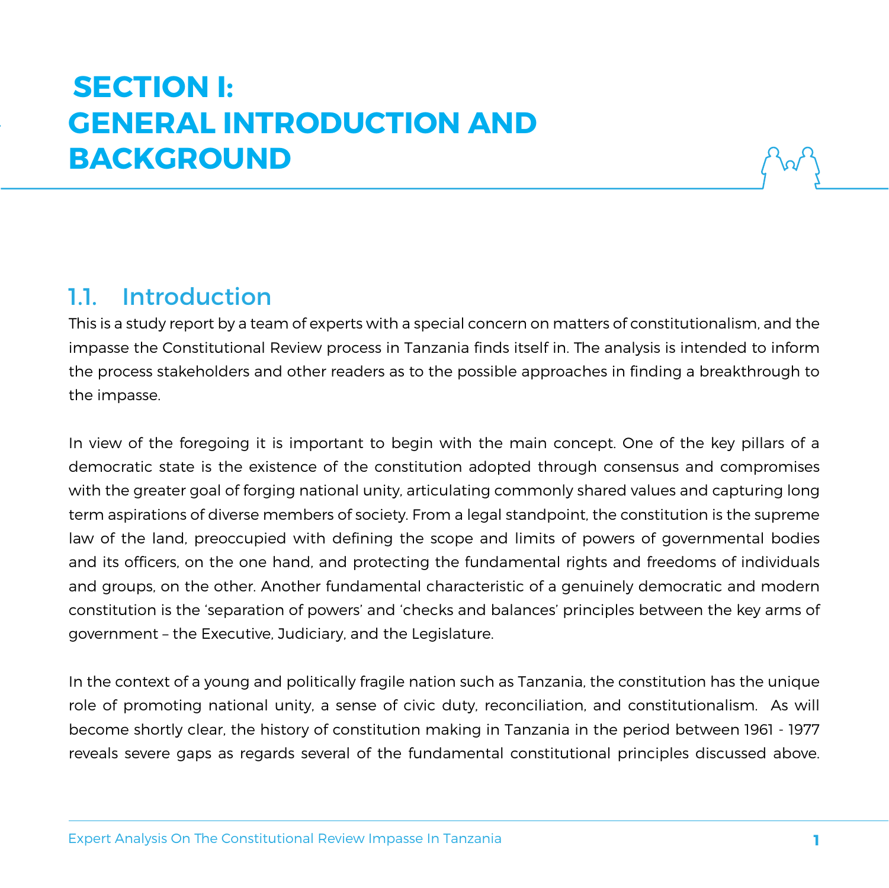# SECTION I: GENERAL INTRODUCTION AND BACKGROUND

## 1.1. Introduction

This is a study report by a team of experts with a special concern on matters of constitutionalism, and the impasse the Constitutional Review process in Tanzania finds itself in. The analysis is intended to inform the process stakeholders and other readers as to the possible approaches in finding a breakthrough to the impasse.

In view of the foregoing it is important to begin with the main concept. One of the key pillars of a democratic state is the existence of the constitution adopted through consensus and compromises with the greater goal of forging national unity, articulating commonly shared values and capturing long term aspirations of diverse members of society. From a legal standpoint, the constitution is the supreme law of the land, preoccupied with defining the scope and limits of powers of governmental bodies and its officers, on the one hand, and protecting the fundamental rights and freedoms of individuals and groups, on the other. Another fundamental characteristic of a genuinely democratic and modern constitution is the 'separation of powers' and 'checks and balances' principles between the key arms of government – the Executive, Judiciary, and the Legislature.

In the context of a young and politically fragile nation such as Tanzania, the constitution has the unique role of promoting national unity, a sense of civic duty, reconciliation, and constitutionalism. As will become shortly clear, the history of constitution making in Tanzania in the period between 1961 - 1977 reveals severe gaps as regards several of the fundamental constitutional principles discussed above.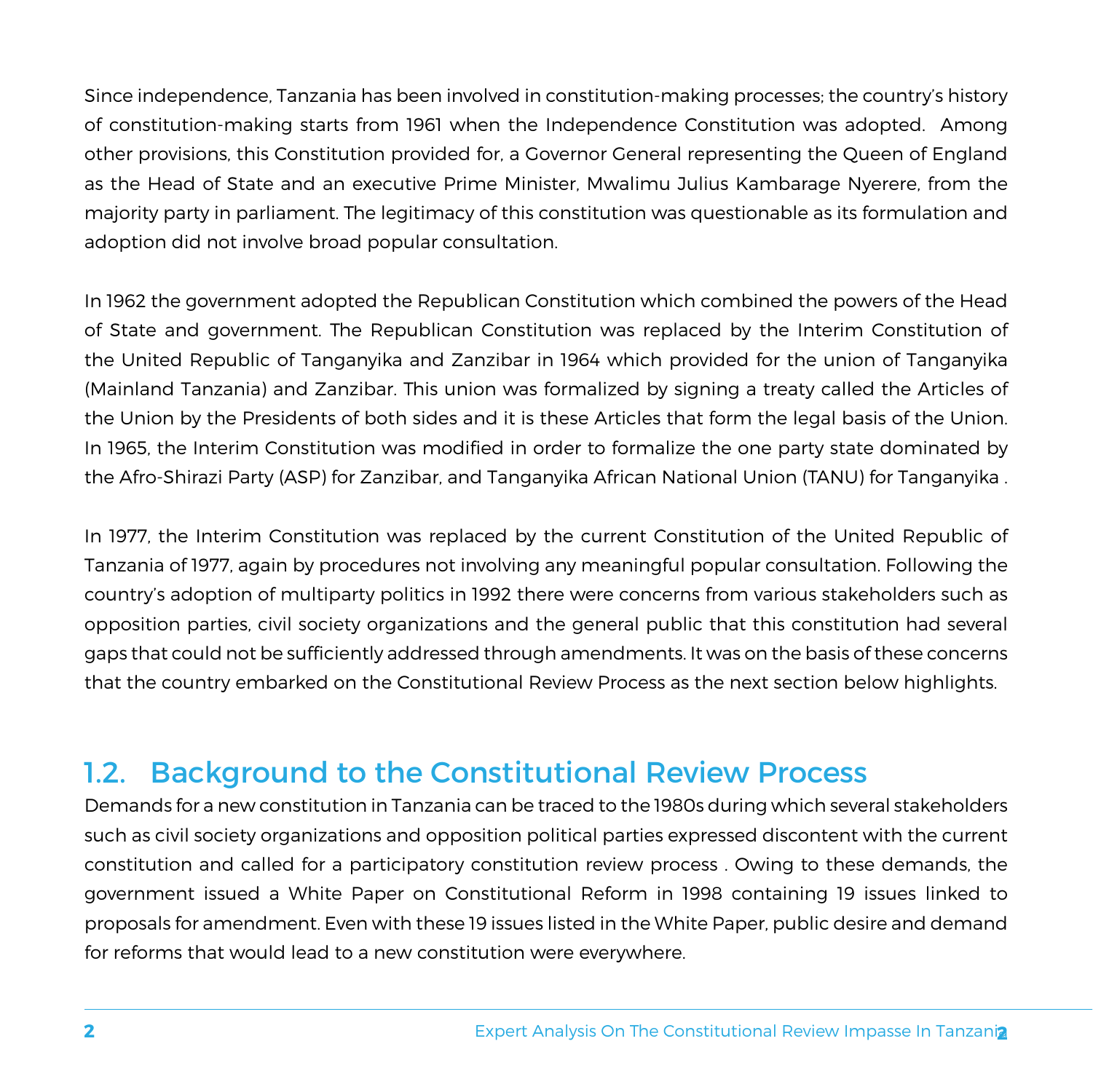Since independence, Tanzania has been involved in constitution-making processes; the country's history of constitution-making starts from 1961 when the Independence Constitution was adopted. Among other provisions, this Constitution provided for, a Governor General representing the Queen of England as the Head of State and an executive Prime Minister, Mwalimu Julius Kambarage Nyerere, from the majority party in parliament. The legitimacy of this constitution was questionable as its formulation and adoption did not involve broad popular consultation.

In 1962 the government adopted the Republican Constitution which combined the powers of the Head of State and government. The Republican Constitution was replaced by the Interim Constitution of the United Republic of Tanganyika and Zanzibar in 1964 which provided for the union of Tanganyika (Mainland Tanzania) and Zanzibar. This union was formalized by signing a treaty called the Articles of the Union by the Presidents of both sides and it is these Articles that form the legal basis of the Union. In 1965, the Interim Constitution was modified in order to formalize the one party state dominated by the Afro-Shirazi Party (ASP) for Zanzibar, and Tanganyika African National Union (TANU) for Tanganyika .

In 1977, the Interim Constitution was replaced by the current Constitution of the United Republic of Tanzania of 1977, again by procedures not involving any meaningful popular consultation. Following the country's adoption of multiparty politics in 1992 there were concerns from various stakeholders such as opposition parties, civil society organizations and the general public that this constitution had several gaps that could not be sufficiently addressed through amendments. It was on the basis of these concerns that the country embarked on the Constitutional Review Process as the next section below highlights.

## 1.2. Background to the Constitutional Review Process

Demands for a new constitution in Tanzania can be traced to the 1980s during which several stakeholders such as civil society organizations and opposition political parties expressed discontent with the current constitution and called for a participatory constitution review process . Owing to these demands, the government issued a White Paper on Constitutional Reform in 1998 containing 19 issues linked to proposals for amendment. Even with these 19 issues listed in the White Paper, public desire and demand for reforms that would lead to a new constitution were everywhere.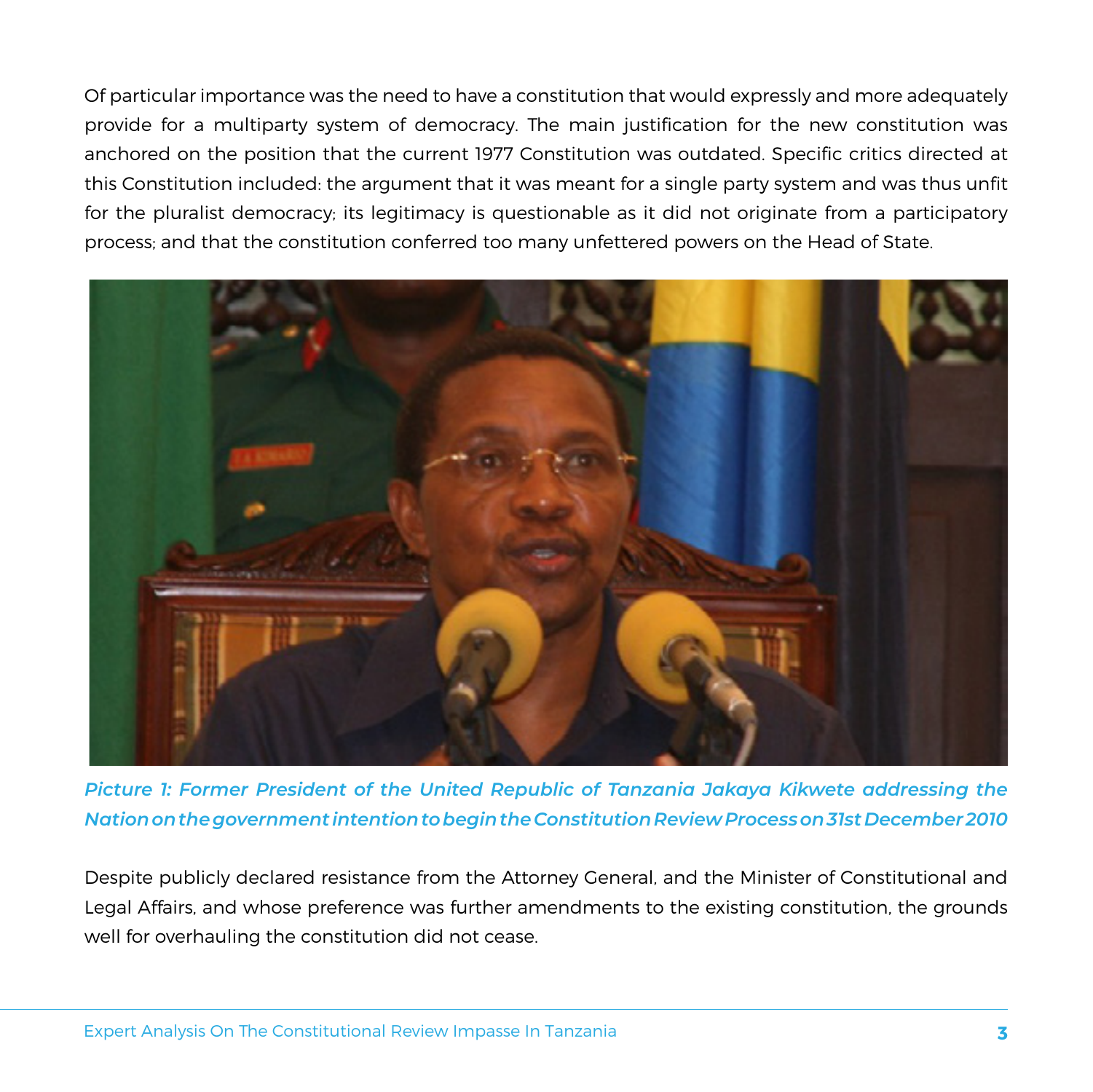Of particular importance was the need to have a constitution that would expressly and more adequately provide for a multiparty system of democracy. The main justification for the new constitution was anchored on the position that the current 1977 Constitution was outdated. Specific critics directed at this Constitution included: the argument that it was meant for a single party system and was thus unfit for the pluralist democracy; its legitimacy is questionable as it did not originate from a participatory process; and that the constitution conferred too many unfettered powers on the Head of State.

*Picture 1: Former President of the United Republic of Tanzania Jakaya Kikwete addressing the Nation on the government intention to begin the Constitution Review Process on 31st December 2010*

Despite publicly declared resistance from the Attorney General, and the Minister of Constitutional and Legal Affairs, and whose preference was further amendments to the existing constitution, the grounds well for overhauling the constitution did not cease.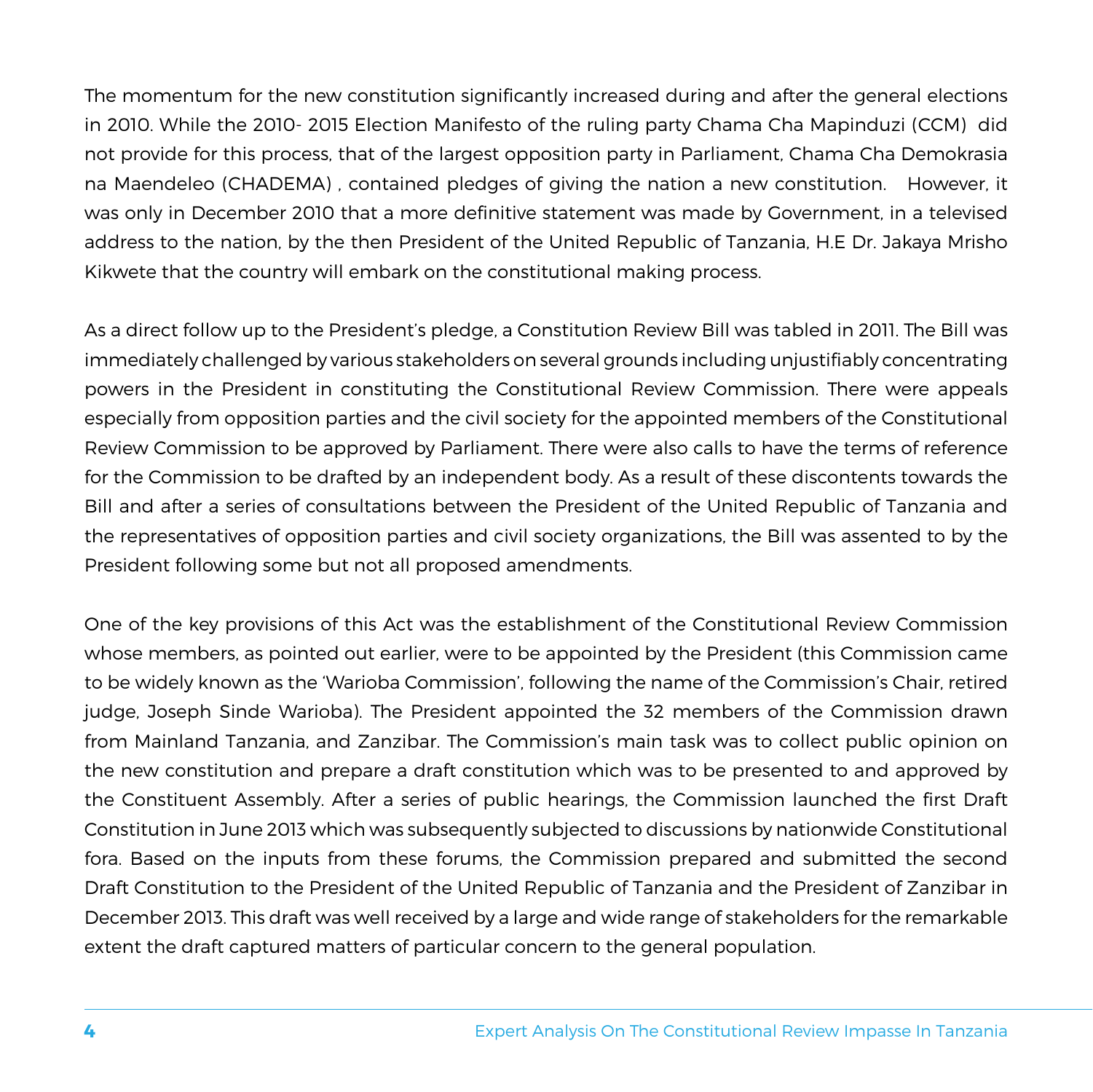The momentum for the new constitution significantly increased during and after the general elections in 2010. While the 2010- 2015 Election Manifesto of the ruling party Chama Cha Mapinduzi (CCM) did not provide for this process, that of the largest opposition party in Parliament, Chama Cha Demokrasia na Maendeleo (CHADEMA) , contained pledges of giving the nation a new constitution. However, it was only in December 2010 that a more definitive statement was made by Government, in a televised address to the nation, by the then President of the United Republic of Tanzania, H.E Dr. Jakaya Mrisho Kikwete that the country will embark on the constitutional making process.

As a direct follow up to the President's pledge, a Constitution Review Bill was tabled in 2011. The Bill was immediately challenged by various stakeholders on several grounds including unjustifiably concentrating powers in the President in constituting the Constitutional Review Commission. There were appeals especially from opposition parties and the civil society for the appointed members of the Constitutional Review Commission to be approved by Parliament. There were also calls to have the terms of reference for the Commission to be drafted by an independent body. As a result of these discontents towards the Bill and after a series of consultations between the President of the United Republic of Tanzania and the representatives of opposition parties and civil society organizations, the Bill was assented to by the President following some but not all proposed amendments.

One of the key provisions of this Act was the establishment of the Constitutional Review Commission whose members, as pointed out earlier, were to be appointed by the President (this Commission came to be widely known as the 'Warioba Commission', following the name of the Commission's Chair, retired judge, Joseph Sinde Warioba). The President appointed the 32 members of the Commission drawn from Mainland Tanzania, and Zanzibar. The Commission's main task was to collect public opinion on the new constitution and prepare a draft constitution which was to be presented to and approved by the Constituent Assembly. After a series of public hearings, the Commission launched the first Draft Constitution in June 2013 which was subsequently subjected to discussions by nationwide Constitutional fora. Based on the inputs from these forums, the Commission prepared and submitted the second Draft Constitution to the President of the United Republic of Tanzania and the President of Zanzibar in December 2013. This draft was well received by a large and wide range of stakeholders for the remarkable extent the draft captured matters of particular concern to the general population.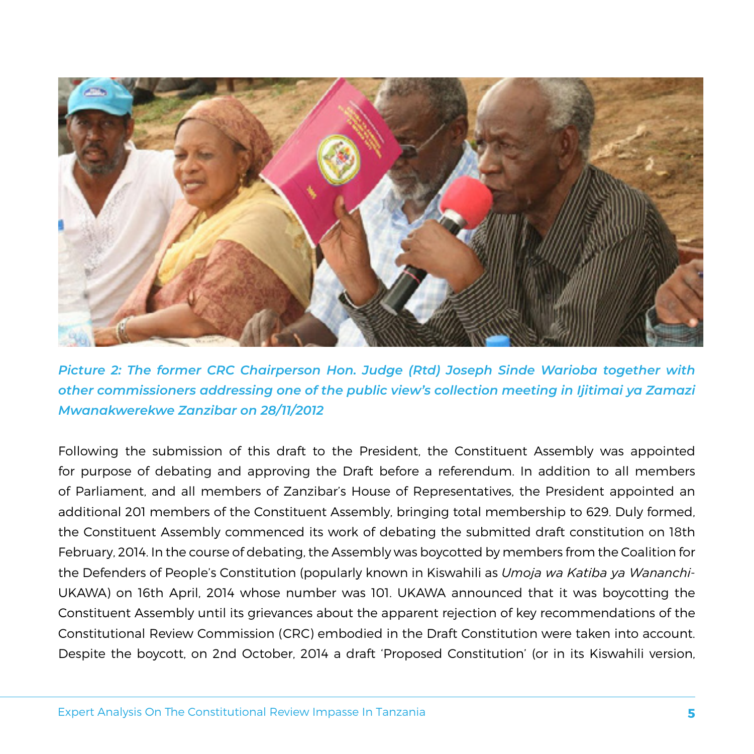*Picture 2: The former CRC Chairperson Hon. Judge (Rtd) Joseph Sinde Warioba together with other commissioners addressing one of the public view's collection meeting in Ijitimai ya Zamazi Mwanakwerekwe Zanzibar on 28/11/2012*

Following the submission of this draft to the President, the Constituent Assembly was appointed for purpose of debating and approving the Draft before a referendum. In addition to all members of Parliament, and all members of Zanzibar's House of Representatives, the President appointed an additional 201 members of the Constituent Assembly, bringing total membership to 629. Duly formed, the Constituent Assembly commenced its work of debating the submitted draft constitution on 18th February, 2014. In the course of debating, the Assembly was boycotted by members from the Coalition for the Defenders of People's Constitution (popularly known in Kiswahili as *Umoja wa Katiba ya Wananchi*-UKAWA) on 16th April, 2014 whose number was 101. UKAWA announced that it was boycotting the Constituent Assembly until its grievances about the apparent rejection of key recommendations of the Constitutional Review Commission (CRC) embodied in the Draft Constitution were taken into account. Despite the boycott, on 2nd October, 2014 a draft 'Proposed Constitution' (or in its Kiswahili version,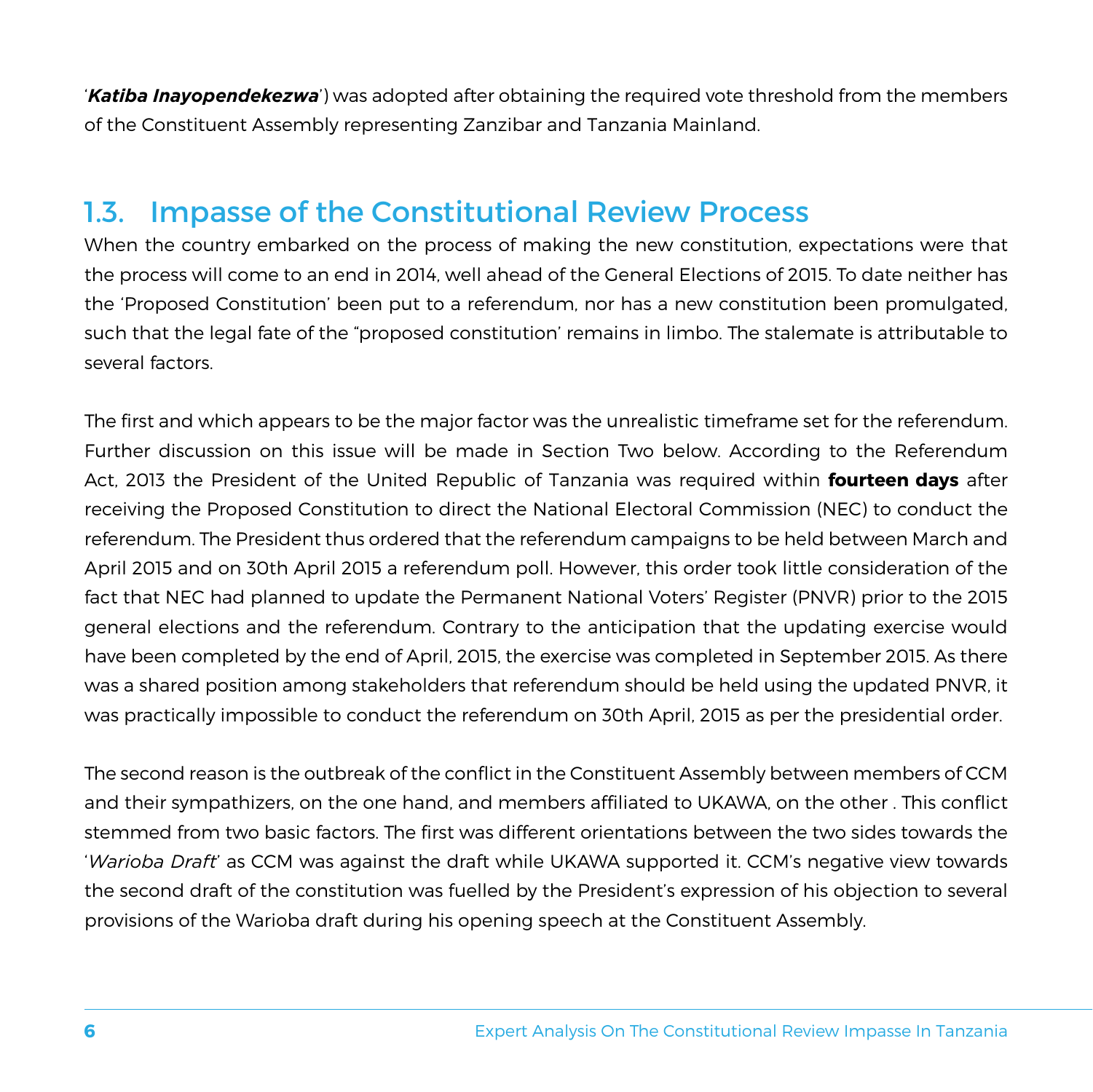'***Katiba Inayopendekezwa***') was adopted after obtaining the required vote threshold from the members of the Constituent Assembly representing Zanzibar and Tanzania Mainland.

## 1.3. Impasse of the Constitutional Review Process

When the country embarked on the process of making the new constitution, expectations were that the process will come to an end in 2014, well ahead of the General Elections of 2015. To date neither has the 'Proposed Constitution' been put to a referendum, nor has a new constitution been promulgated, such that the legal fate of the "proposed constitution' remains in limbo. The stalemate is attributable to several factors.

The first and which appears to be the major factor was the unrealistic timeframe set for the referendum. Further discussion on this issue will be made in Section Two below. According to the Referendum Act, 2013 the President of the United Republic of Tanzania was required within **fourteen days** after receiving the Proposed Constitution to direct the National Electoral Commission (NEC) to conduct the referendum. The President thus ordered that the referendum campaigns to be held between March and April 2015 and on 30th April 2015 a referendum poll. However, this order took little consideration of the fact that NEC had planned to update the Permanent National Voters' Register (PNVR) prior to the 2015 general elections and the referendum. Contrary to the anticipation that the updating exercise would have been completed by the end of April, 2015, the exercise was completed in September 2015. As there was a shared position among stakeholders that referendum should be held using the updated PNVR, it was practically impossible to conduct the referendum on 30th April, 2015 as per the presidential order.

The second reason is the outbreak of the conflict in the Constituent Assembly between members of CCM and their sympathizers, on the one hand, and members affiliated to UKAWA, on the other . This conflict stemmed from two basic factors. The first was different orientations between the two sides towards the '*Warioba Draft*' as CCM was against the draft while UKAWA supported it. CCM's negative view towards the second draft of the constitution was fuelled by the President's expression of his objection to several provisions of the Warioba draft during his opening speech at the Constituent Assembly.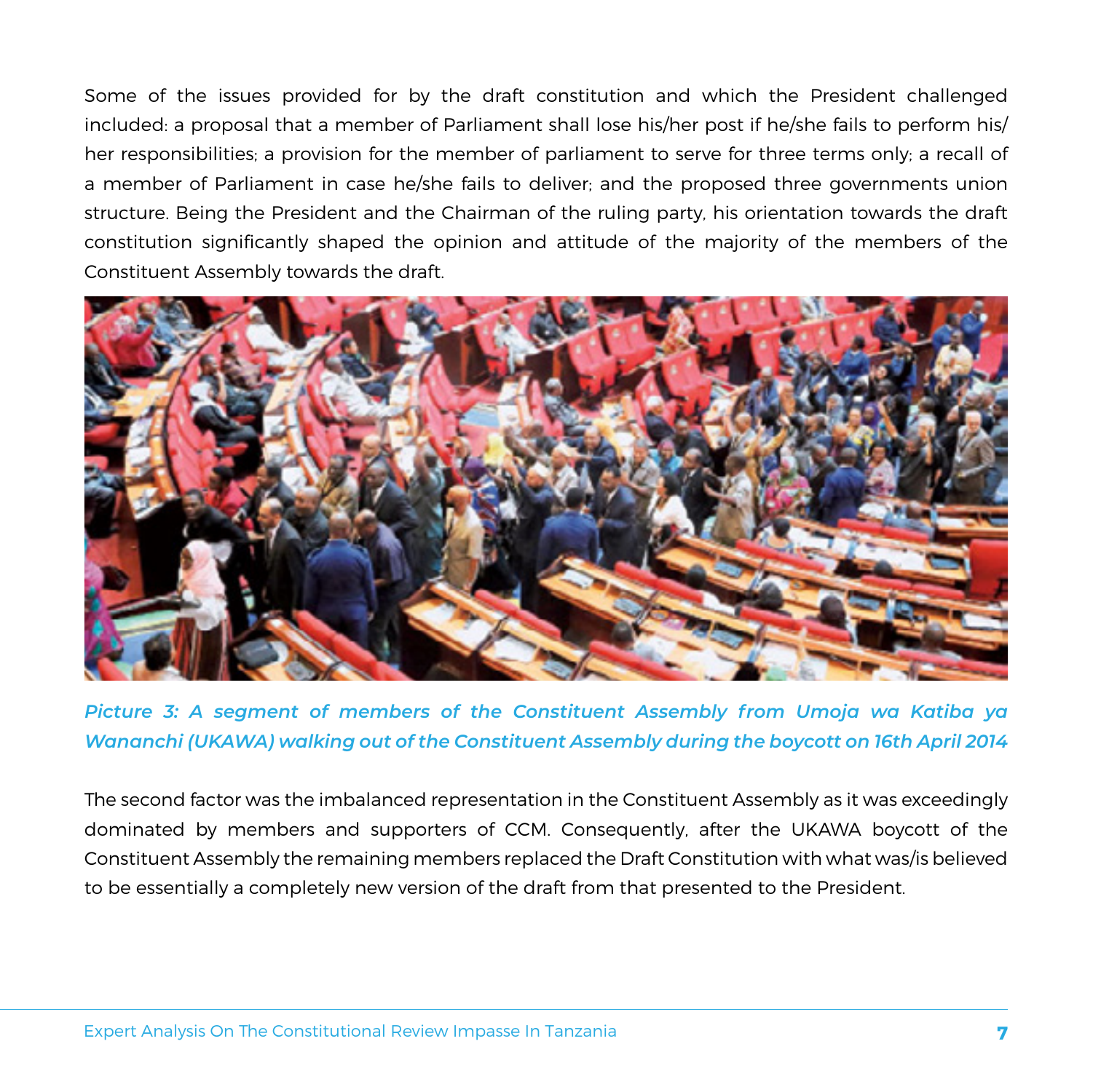Some of the issues provided for by the draft constitution and which the President challenged included: a proposal that a member of Parliament shall lose his/her post if he/she fails to perform his/her responsibilities; a provision for the member of parliament to serve for three terms only; a recall of a member of Parliament in case he/she fails to deliver; and the proposed three governments union structure. Being the President and the Chairman of the ruling party, his orientation towards the draft constitution significantly shaped the opinion and attitude of the majority of the members of the Constituent Assembly towards the draft.

***Picture 3: A segment of members of the Constituent Assembly from Umoja wa Katiba ya Wananchi (UKAWA) walking out of the Constituent Assembly during the boycott on 16th April 2014***

The second factor was the imbalanced representation in the Constituent Assembly as it was exceedingly dominated by members and supporters of CCM. Consequently, after the UKAWA boycott of the Constituent Assembly the remaining members replaced the Draft Constitution with what was/is believed to be essentially a completely new version of the draft from that presented to the President.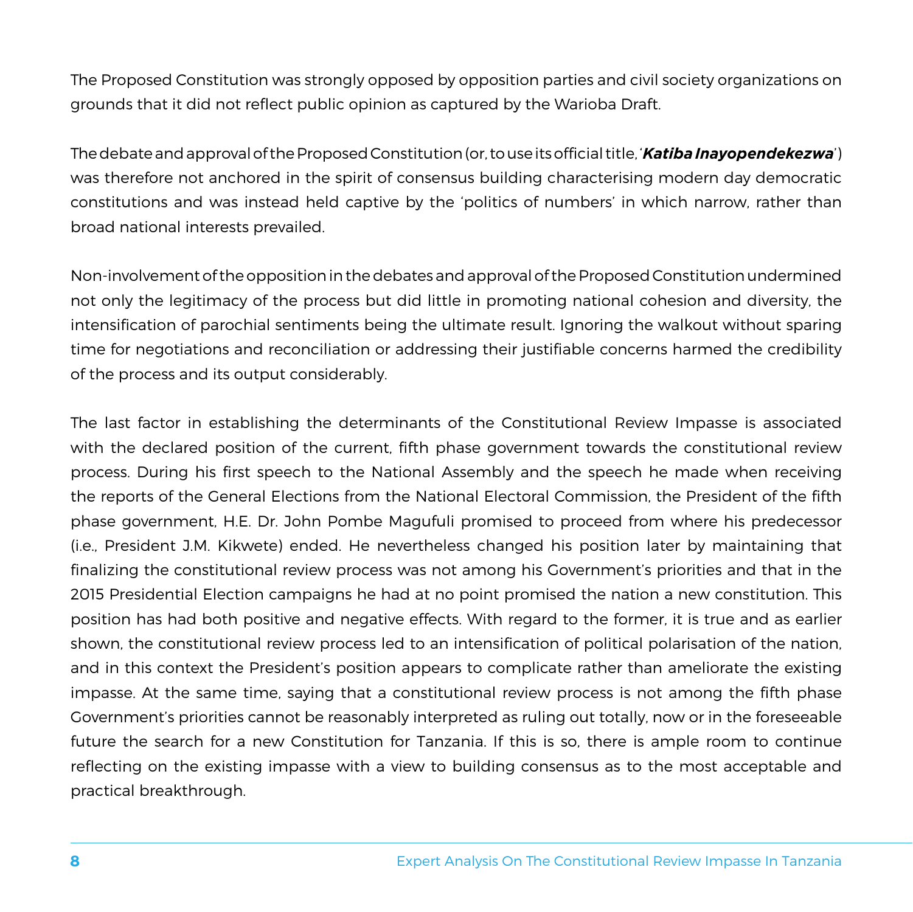The Proposed Constitution was strongly opposed by opposition parties and civil society organizations on grounds that it did not reflect public opinion as captured by the Warioba Draft.

The debate and approval of the Proposed Constitution (or, to use its official title, '***Katiba Inayopendekezwa***') was therefore not anchored in the spirit of consensus building characterising modern day democratic constitutions and was instead held captive by the 'politics of numbers' in which narrow, rather than broad national interests prevailed.

Non-involvement of the opposition in the debates and approval of the Proposed Constitution undermined not only the legitimacy of the process but did little in promoting national cohesion and diversity, the intensification of parochial sentiments being the ultimate result. Ignoring the walkout without sparing time for negotiations and reconciliation or addressing their justifiable concerns harmed the credibility of the process and its output considerably.

The last factor in establishing the determinants of the Constitutional Review Impasse is associated with the declared position of the current, fifth phase government towards the constitutional review process. During his first speech to the National Assembly and the speech he made when receiving the reports of the General Elections from the National Electoral Commission, the President of the fifth phase government, H.E. Dr. John Pombe Magufuli promised to proceed from where his predecessor (i.e., President J.M. Kikwete) ended. He nevertheless changed his position later by maintaining that finalizing the constitutional review process was not among his Government's priorities and that in the 2015 Presidential Election campaigns he had at no point promised the nation a new constitution. This position has had both positive and negative effects. With regard to the former, it is true and as earlier shown, the constitutional review process led to an intensification of political polarisation of the nation, and in this context the President's position appears to complicate rather than ameliorate the existing impasse. At the same time, saying that a constitutional review process is not among the fifth phase Government's priorities cannot be reasonably interpreted as ruling out totally, now or in the foreseeable future the search for a new Constitution for Tanzania. If this is so, there is ample room to continue reflecting on the existing impasse with a view to building consensus as to the most acceptable and practical breakthrough.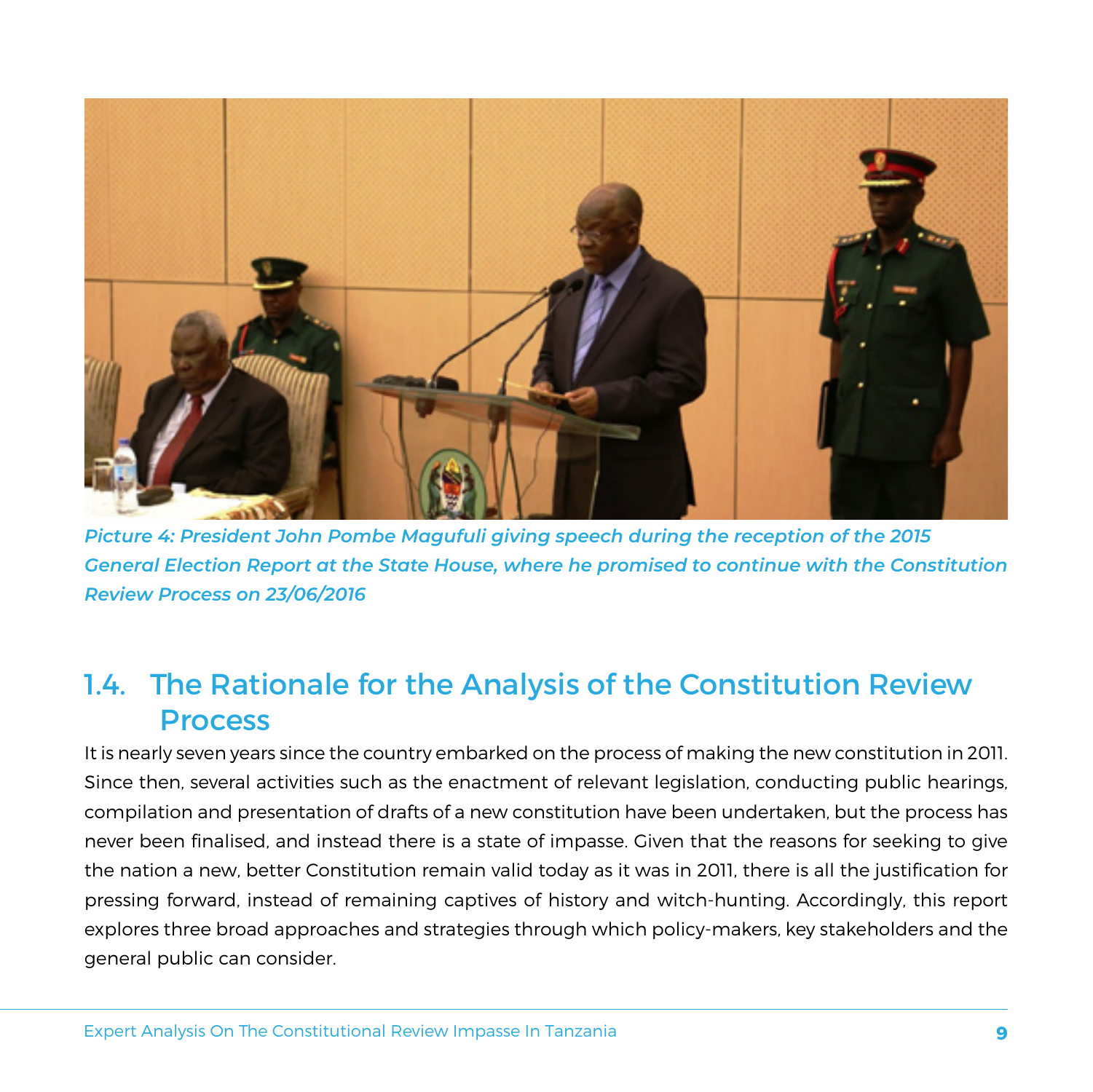*Picture 4: President John Pombe Magufuli giving speech during the reception of the 2015 General Election Report at the State House, where he promised to continue with the Constitution Review Process on 23/06/2016*

## 1.4. The Rationale for the Analysis of the Constitution Review Process

It is nearly seven years since the country embarked on the process of making the new constitution in 2011. Since then, several activities such as the enactment of relevant legislation, conducting public hearings, compilation and presentation of drafts of a new constitution have been undertaken, but the process has never been finalised, and instead there is a state of impasse. Given that the reasons for seeking to give the nation a new, better Constitution remain valid today as it was in 2011, there is all the justification for pressing forward, instead of remaining captives of history and witch-hunting. Accordingly, this report explores three broad approaches and strategies through which policy-makers, key stakeholders and the general public can consider.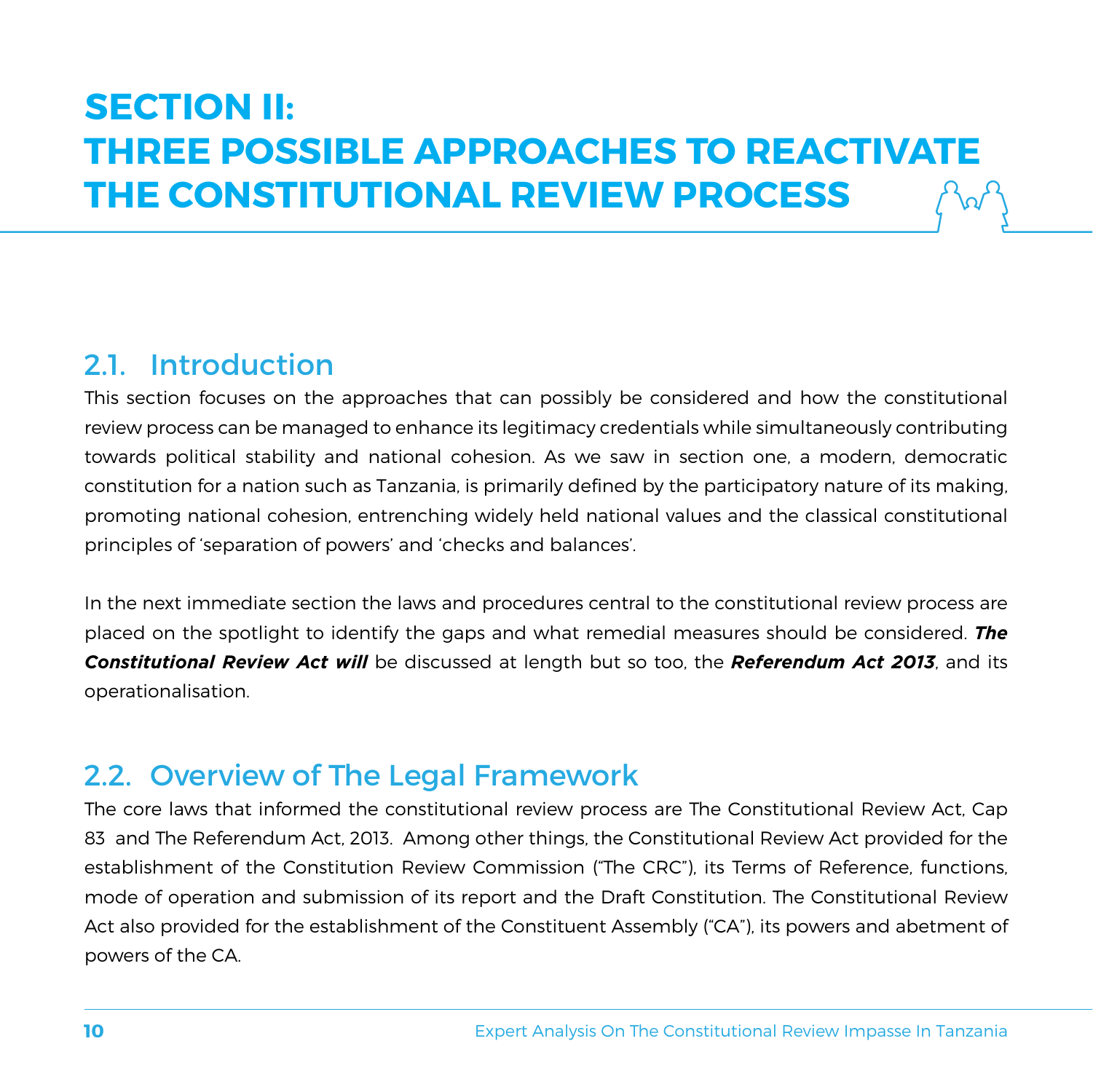# SECTION II: THREE POSSIBLE APPROACHES TO REACTIVATE THE CONSTITUTIONAL REVIEW PROCESS

## 2.1. Introduction

This section focuses on the approaches that can possibly be considered and how the constitutional review process can be managed to enhance its legitimacy credentials while simultaneously contributing towards political stability and national cohesion. As we saw in section one, a modern, democratic constitution for a nation such as Tanzania, is primarily defined by the participatory nature of its making, promoting national cohesion, entrenching widely held national values and the classical constitutional principles of 'separation of powers' and 'checks and balances'.

In the next immediate section the laws and procedures central to the constitutional review process are placed on the spotlight to identify the gaps and what remedial measures should be considered. ***The Constitutional Review Act will*** be discussed at length but so too, the ***Referendum Act 2013***, and its operationalisation.

## 2.2. Overview of The Legal Framework

The core laws that informed the constitutional review process are The Constitutional Review Act, Cap 83 and The Referendum Act, 2013. Among other things, the Constitutional Review Act provided for the establishment of the Constitution Review Commission ("The CRC"), its Terms of Reference, functions, mode of operation and submission of its report and the Draft Constitution. The Constitutional Review Act also provided for the establishment of the Constituent Assembly ("CA"), its powers and abetment of powers of the CA.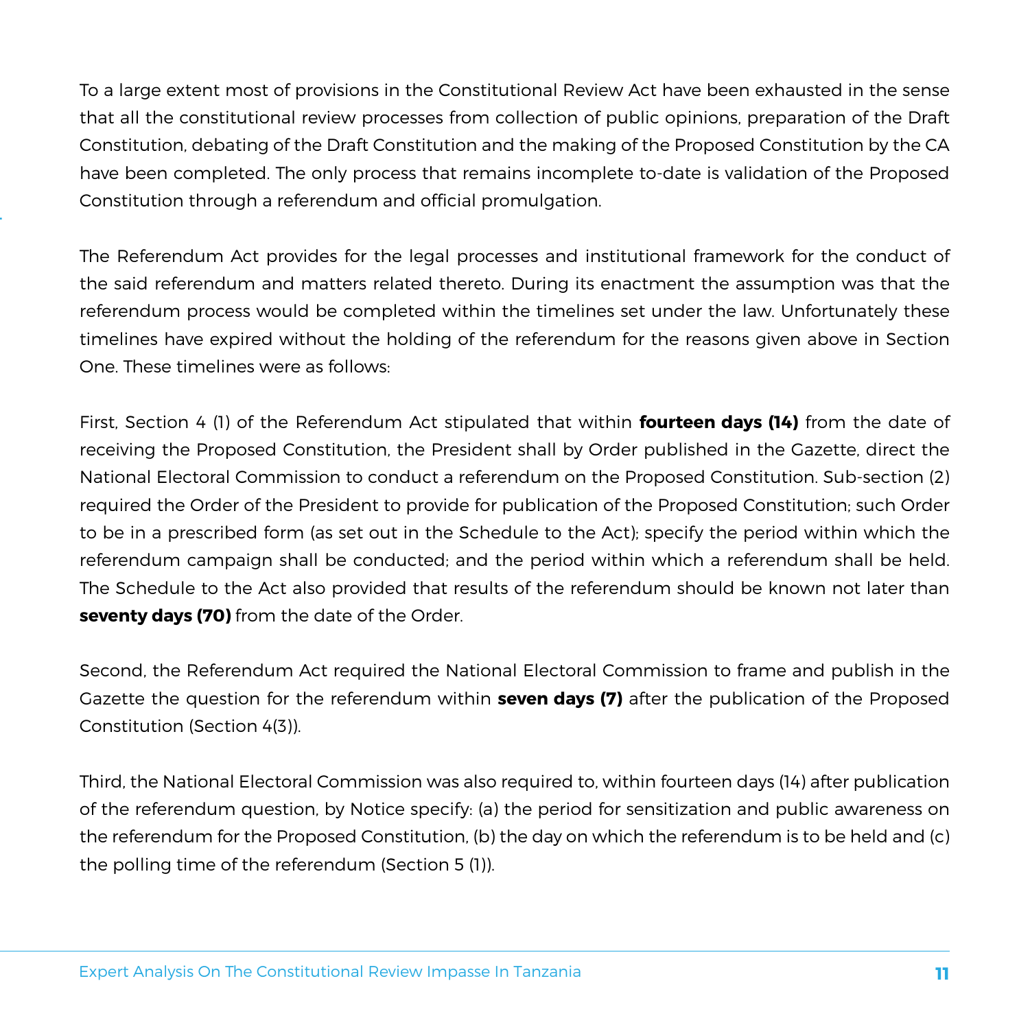To a large extent most of provisions in the Constitutional Review Act have been exhausted in the sense that all the constitutional review processes from collection of public opinions, preparation of the Draft Constitution, debating of the Draft Constitution and the making of the Proposed Constitution by the CA have been completed. The only process that remains incomplete to-date is validation of the Proposed Constitution through a referendum and official promulgation.

The Referendum Act provides for the legal processes and institutional framework for the conduct of the said referendum and matters related thereto. During its enactment the assumption was that the referendum process would be completed within the timelines set under the law. Unfortunately these timelines have expired without the holding of the referendum for the reasons given above in Section One. These timelines were as follows:

First, Section 4 (1) of the Referendum Act stipulated that within **fourteen days (14)** from the date of receiving the Proposed Constitution, the President shall by Order published in the Gazette, direct the National Electoral Commission to conduct a referendum on the Proposed Constitution. Sub-section (2) required the Order of the President to provide for publication of the Proposed Constitution; such Order to be in a prescribed form (as set out in the Schedule to the Act); specify the period within which the referendum campaign shall be conducted; and the period within which a referendum shall be held. The Schedule to the Act also provided that results of the referendum should be known not later than **seventy days (70)** from the date of the Order.

Second, the Referendum Act required the National Electoral Commission to frame and publish in the Gazette the question for the referendum within **seven days (7)** after the publication of the Proposed Constitution (Section 4(3)).

Third, the National Electoral Commission was also required to, within fourteen days (14) after publication of the referendum question, by Notice specify: (a) the period for sensitization and public awareness on the referendum for the Proposed Constitution, (b) the day on which the referendum is to be held and (c) the polling time of the referendum (Section 5 (1)).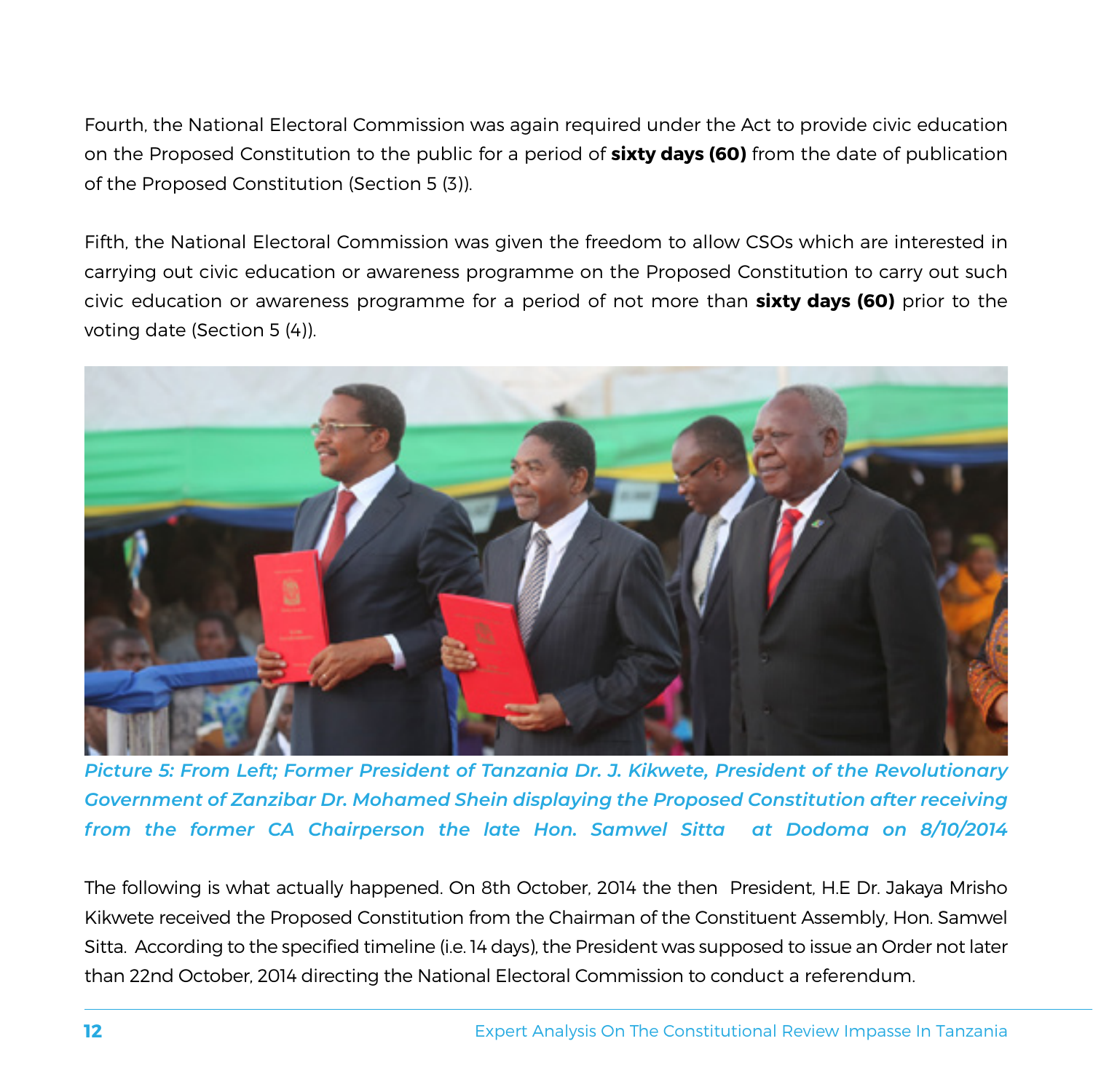Fourth, the National Electoral Commission was again required under the Act to provide civic education on the Proposed Constitution to the public for a period of **sixty days (60)** from the date of publication of the Proposed Constitution (Section 5 (3)).

Fifth, the National Electoral Commission was given the freedom to allow CSOs which are interested in carrying out civic education or awareness programme on the Proposed Constitution to carry out such civic education or awareness programme for a period of not more than **sixty days (60)** prior to the voting date (Section 5 (4)).

*Picture 5: From Left; Former President of Tanzania Dr. J. Kikwete, President of the Revolutionary Government of Zanzibar Dr. Mohamed Shein displaying the Proposed Constitution after receiving from the former CA Chairperson the late Hon. Samwel Sitta at Dodoma on 8/10/2014*

The following is what actually happened. On 8th October, 2014 the then President, H.E Dr. Jakaya Mrisho Kikwete received the Proposed Constitution from the Chairman of the Constituent Assembly, Hon. Samwel Sitta. According to the specified timeline (i.e. 14 days), the President was supposed to issue an Order not later than 22nd October, 2014 directing the National Electoral Commission to conduct a referendum.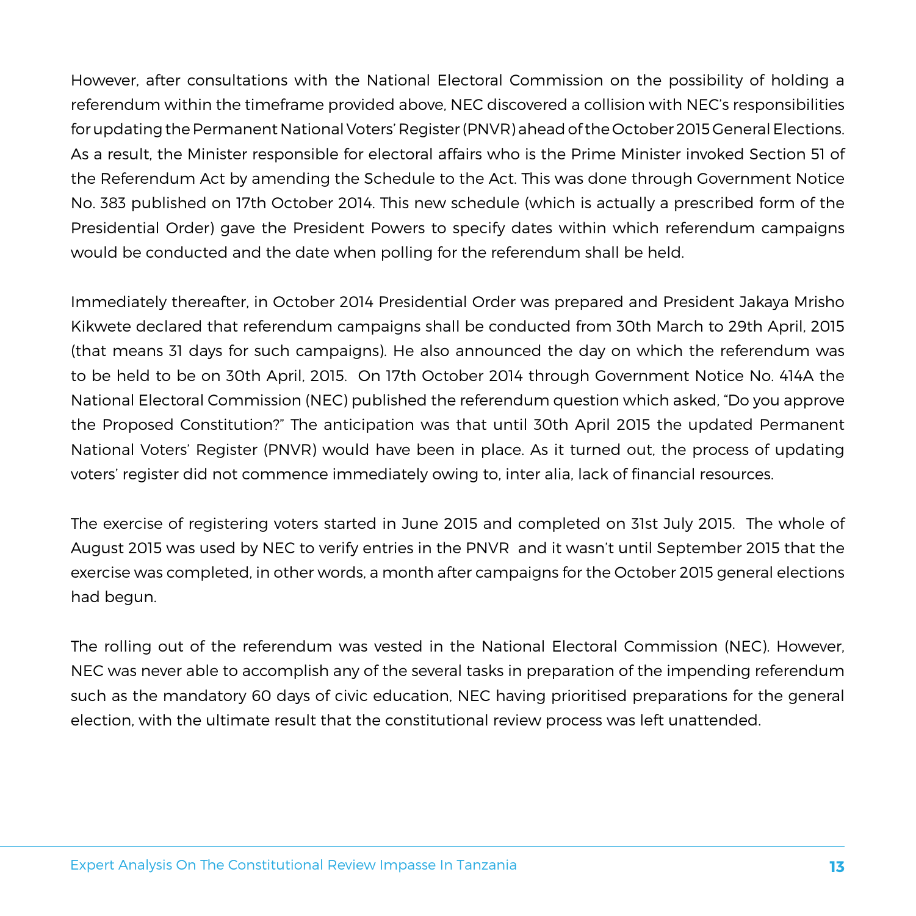However, after consultations with the National Electoral Commission on the possibility of holding a referendum within the timeframe provided above, NEC discovered a collision with NEC's responsibilities for updating the Permanent National Voters' Register (PNVR) ahead of the October 2015 General Elections. As a result, the Minister responsible for electoral affairs who is the Prime Minister invoked Section 51 of the Referendum Act by amending the Schedule to the Act. This was done through Government Notice No. 383 published on 17th October 2014. This new schedule (which is actually a prescribed form of the Presidential Order) gave the President Powers to specify dates within which referendum campaigns would be conducted and the date when polling for the referendum shall be held.

Immediately thereafter, in October 2014 Presidential Order was prepared and President Jakaya Mrisho Kikwete declared that referendum campaigns shall be conducted from 30th March to 29th April, 2015 (that means 31 days for such campaigns). He also announced the day on which the referendum was to be held to be on 30th April, 2015. On 17th October 2014 through Government Notice No. 414A the National Electoral Commission (NEC) published the referendum question which asked, "Do you approve the Proposed Constitution?" The anticipation was that until 30th April 2015 the updated Permanent National Voters' Register (PNVR) would have been in place. As it turned out, the process of updating voters' register did not commence immediately owing to, inter alia, lack of financial resources.

The exercise of registering voters started in June 2015 and completed on 31st July 2015. The whole of August 2015 was used by NEC to verify entries in the PNVR and it wasn't until September 2015 that the exercise was completed, in other words, a month after campaigns for the October 2015 general elections had begun.

The rolling out of the referendum was vested in the National Electoral Commission (NEC). However, NEC was never able to accomplish any of the several tasks in preparation of the impending referendum such as the mandatory 60 days of civic education, NEC having prioritised preparations for the general election, with the ultimate result that the constitutional review process was left unattended.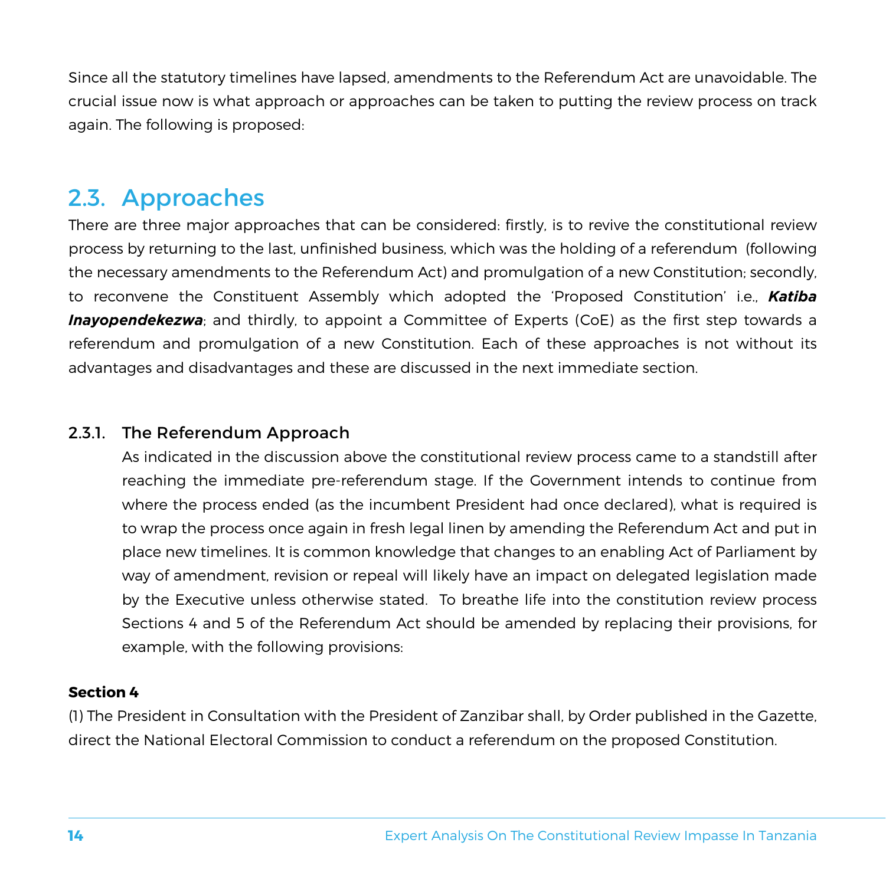Since all the statutory timelines have lapsed, amendments to the Referendum Act are unavoidable. The crucial issue now is what approach or approaches can be taken to putting the review process on track again. The following is proposed:

## 2.3. Approaches

There are three major approaches that can be considered: firstly, is to revive the constitutional review process by returning to the last, unfinished business, which was the holding of a referendum (following the necessary amendments to the Referendum Act) and promulgation of a new Constitution; secondly, to reconvene the Constituent Assembly which adopted the 'Proposed Constitution' i.e., ***Katiba Inayopendekezwa***; and thirdly, to appoint a Committee of Experts (CoE) as the first step towards a referendum and promulgation of a new Constitution. Each of these approaches is not without its advantages and disadvantages and these are discussed in the next immediate section.

### 2.3.1. The Referendum Approach

As indicated in the discussion above the constitutional review process came to a standstill after reaching the immediate pre-referendum stage. If the Government intends to continue from where the process ended (as the incumbent President had once declared), what is required is to wrap the process once again in fresh legal linen by amending the Referendum Act and put in place new timelines. It is common knowledge that changes to an enabling Act of Parliament by way of amendment, revision or repeal will likely have an impact on delegated legislation made by the Executive unless otherwise stated. To breathe life into the constitution review process Sections 4 and 5 of the Referendum Act should be amended by replacing their provisions, for example, with the following provisions:

**Section 4**

(1) The President in Consultation with the President of Zanzibar shall, by Order published in the Gazette, direct the National Electoral Commission to conduct a referendum on the proposed Constitution.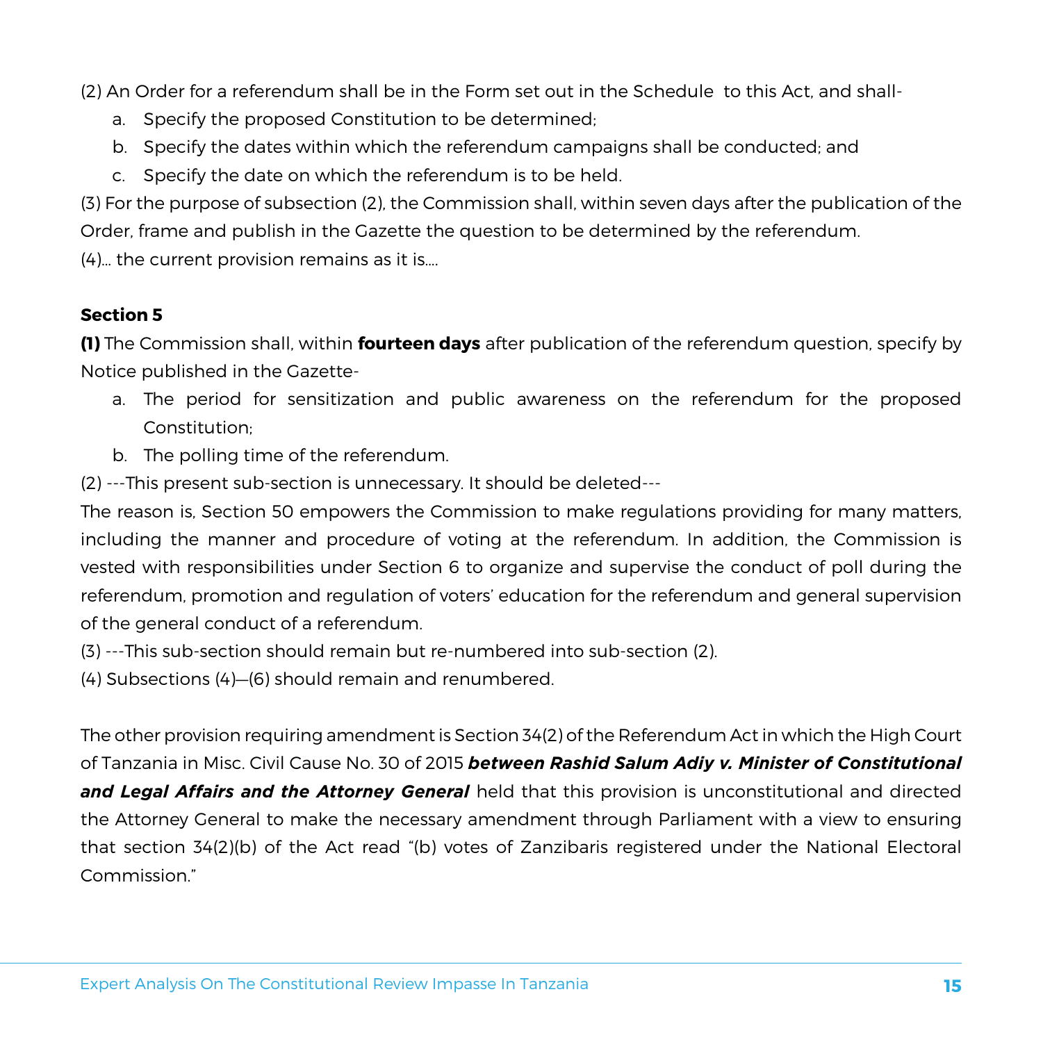(2) An Order for a referendum shall be in the Form set out in the Schedule to this Act, and shall-

a. Specify the proposed Constitution to be determined;
b. Specify the dates within which the referendum campaigns shall be conducted; and
c. Specify the date on which the referendum is to be held.

(3) For the purpose of subsection (2), the Commission shall, within seven days after the publication of the Order, frame and publish in the Gazette the question to be determined by the referendum.

(4)... the current provision remains as it is....

**Section 5**

**(1)** The Commission shall, within **fourteen days** after publication of the referendum question, specify by Notice published in the Gazette-

a. The period for sensitization and public awareness on the referendum for the proposed Constitution;
b. The polling time of the referendum.

(2) ---This present sub-section is unnecessary. It should be deleted---

The reason is, Section 50 empowers the Commission to make regulations providing for many matters, including the manner and procedure of voting at the referendum. In addition, the Commission is vested with responsibilities under Section 6 to organize and supervise the conduct of poll during the referendum, promotion and regulation of voters' education for the referendum and general supervision of the general conduct of a referendum.

(3) ---This sub-section should remain but re-numbered into sub-section (2).

(4) Subsections (4)—(6) should remain and renumbered.

The other provision requiring amendment is Section 34(2) of the Referendum Act in which the High Court of Tanzania in Misc. Civil Cause No. 30 of 2015 ***between Rashid Salum Adiy v. Minister of Constitutional and Legal Affairs and the Attorney General*** held that this provision is unconstitutional and directed the Attorney General to make the necessary amendment through Parliament with a view to ensuring that section 34(2)(b) of the Act read "(b) votes of Zanzibaris registered under the National Electoral Commission."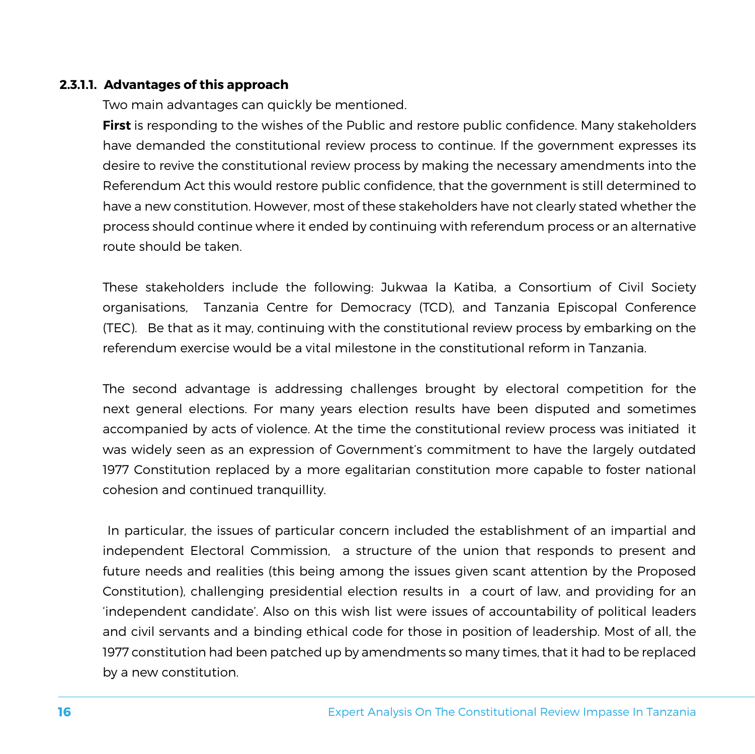#### 2.3.1.1. Advantages of this approach

Two main advantages can quickly be mentioned.

**First** is responding to the wishes of the Public and restore public confidence. Many stakeholders have demanded the constitutional review process to continue. If the government expresses its desire to revive the constitutional review process by making the necessary amendments into the Referendum Act this would restore public confidence, that the government is still determined to have a new constitution. However, most of these stakeholders have not clearly stated whether the process should continue where it ended by continuing with referendum process or an alternative route should be taken.

These stakeholders include the following: Jukwaa la Katiba, a Consortium of Civil Society organisations, Tanzania Centre for Democracy (TCD), and Tanzania Episcopal Conference (TEC). Be that as it may, continuing with the constitutional review process by embarking on the referendum exercise would be a vital milestone in the constitutional reform in Tanzania.

The second advantage is addressing challenges brought by electoral competition for the next general elections. For many years election results have been disputed and sometimes accompanied by acts of violence. At the time the constitutional review process was initiated it was widely seen as an expression of Government's commitment to have the largely outdated 1977 Constitution replaced by a more egalitarian constitution more capable to foster national cohesion and continued tranquillity.

In particular, the issues of particular concern included the establishment of an impartial and independent Electoral Commission, a structure of the union that responds to present and future needs and realities (this being among the issues given scant attention by the Proposed Constitution), challenging presidential election results in a court of law, and providing for an 'independent candidate'. Also on this wish list were issues of accountability of political leaders and civil servants and a binding ethical code for those in position of leadership. Most of all, the 1977 constitution had been patched up by amendments so many times, that it had to be replaced by a new constitution.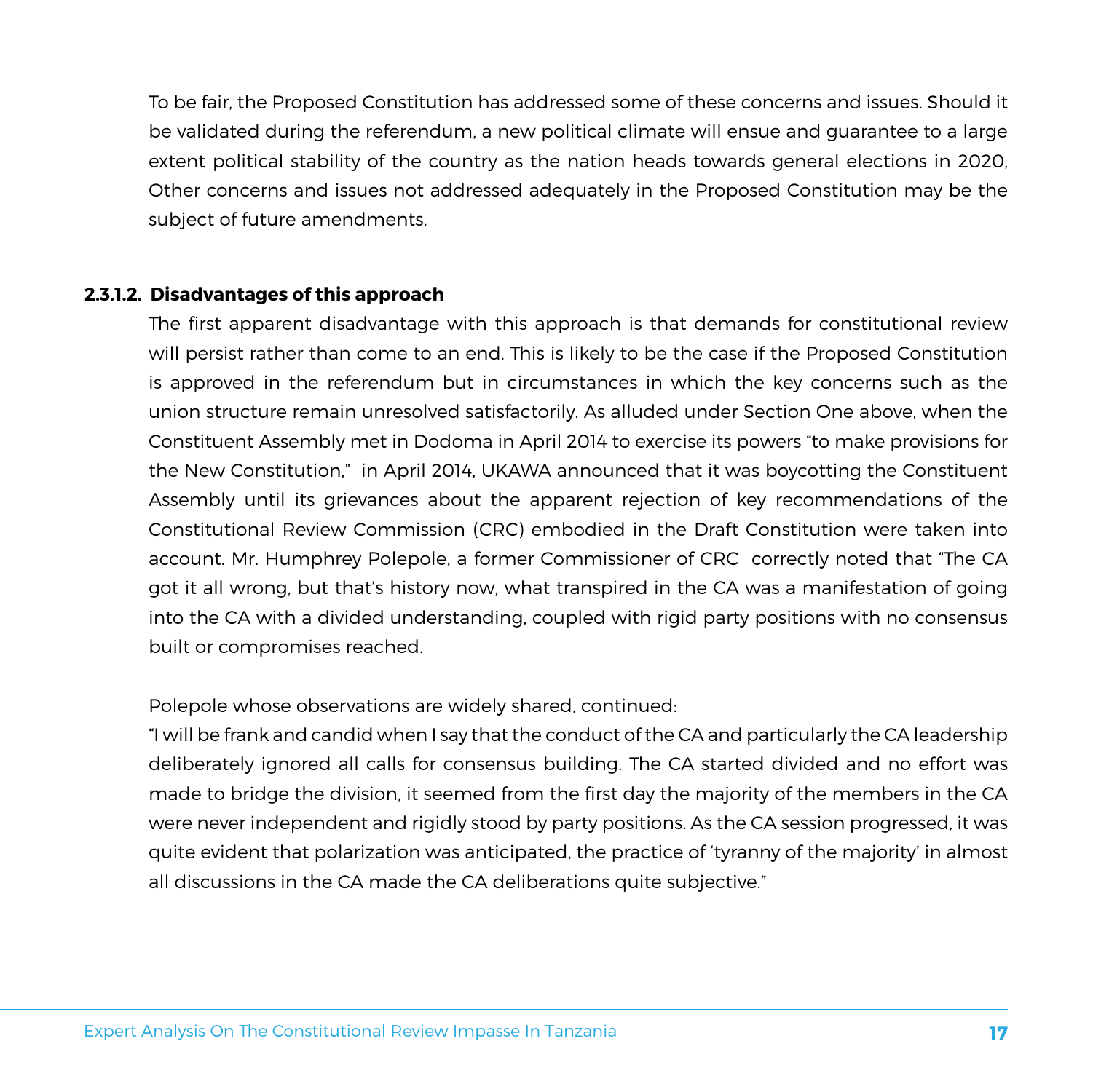To be fair, the Proposed Constitution has addressed some of these concerns and issues. Should it be validated during the referendum, a new political climate will ensue and guarantee to a large extent political stability of the country as the nation heads towards general elections in 2020, Other concerns and issues not addressed adequately in the Proposed Constitution may be the subject of future amendments.

#### 2.3.1.2. Disadvantages of this approach

The first apparent disadvantage with this approach is that demands for constitutional review will persist rather than come to an end. This is likely to be the case if the Proposed Constitution is approved in the referendum but in circumstances in which the key concerns such as the union structure remain unresolved satisfactorily. As alluded under Section One above, when the Constituent Assembly met in Dodoma in April 2014 to exercise its powers "to make provisions for the New Constitution," in April 2014, UKAWA announced that it was boycotting the Constituent Assembly until its grievances about the apparent rejection of key recommendations of the Constitutional Review Commission (CRC) embodied in the Draft Constitution were taken into account. Mr. Humphrey Polepole, a former Commissioner of CRC correctly noted that "The CA got it all wrong, but that's history now, what transpired in the CA was a manifestation of going into the CA with a divided understanding, coupled with rigid party positions with no consensus built or compromises reached.

Polepole whose observations are widely shared, continued:

"I will be frank and candid when I say that the conduct of the CA and particularly the CA leadership deliberately ignored all calls for consensus building. The CA started divided and no effort was made to bridge the division, it seemed from the first day the majority of the members in the CA were never independent and rigidly stood by party positions. As the CA session progressed, it was quite evident that polarization was anticipated, the practice of 'tyranny of the majority' in almost all discussions in the CA made the CA deliberations quite subjective."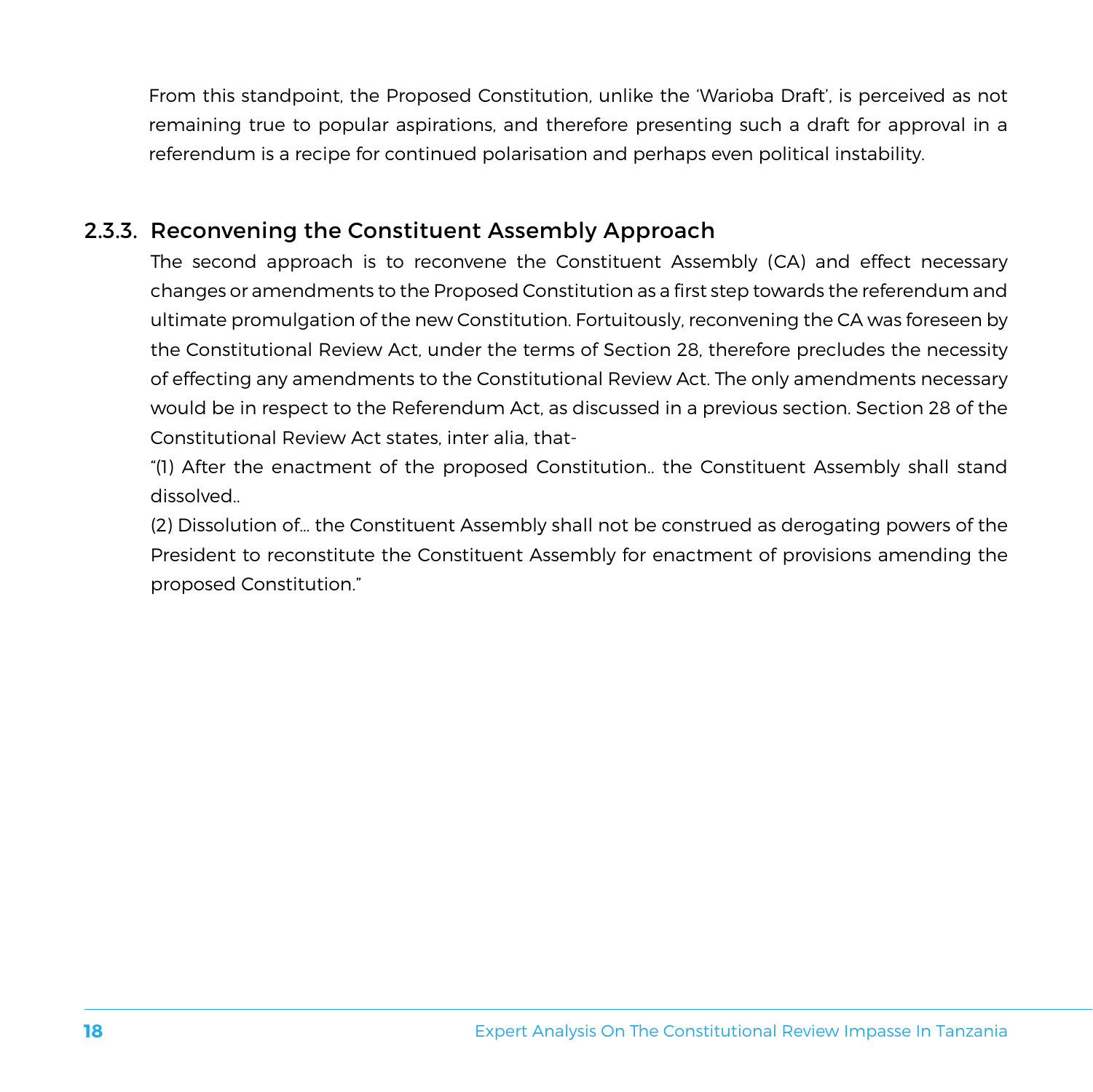From this standpoint, the Proposed Constitution, unlike the 'Warioba Draft', is perceived as not remaining true to popular aspirations, and therefore presenting such a draft for approval in a referendum is a recipe for continued polarisation and perhaps even political instability.

### 2.3.3. Reconvening the Constituent Assembly Approach

The second approach is to reconvene the Constituent Assembly (CA) and effect necessary changes or amendments to the Proposed Constitution as a first step towards the referendum and ultimate promulgation of the new Constitution. Fortuitously, reconvening the CA was foreseen by the Constitutional Review Act, under the terms of Section 28, therefore precludes the necessity of effecting any amendments to the Constitutional Review Act. The only amendments necessary would be in respect to the Referendum Act, as discussed in a previous section. Section 28 of the Constitutional Review Act states, inter alia, that-

"(1) After the enactment of the proposed Constitution.. the Constituent Assembly shall stand dissolved..

(2) Dissolution of… the Constituent Assembly shall not be construed as derogating powers of the President to reconstitute the Constituent Assembly for enactment of provisions amending the proposed Constitution."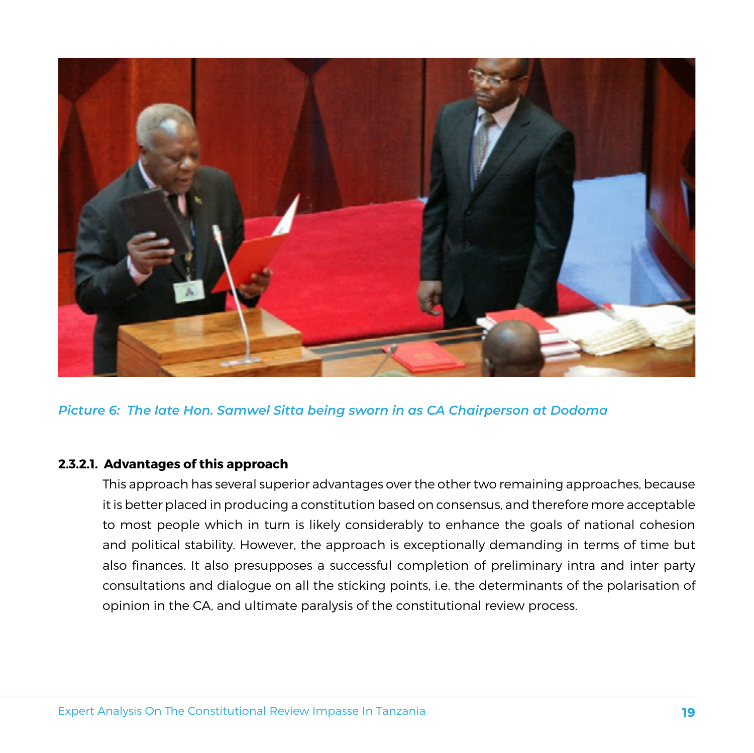*Picture 6: The late Hon. Samwel Sitta being sworn in as CA Chairperson at Dodoma*

#### 2.3.2.1. Advantages of this approach

This approach has several superior advantages over the other two remaining approaches, because it is better placed in producing a constitution based on consensus, and therefore more acceptable to most people which in turn is likely considerably to enhance the goals of national cohesion and political stability. However, the approach is exceptionally demanding in terms of time but also finances. It also presupposes a successful completion of preliminary intra and inter party consultations and dialogue on all the sticking points, i.e. the determinants of the polarisation of opinion in the CA, and ultimate paralysis of the constitutional review process.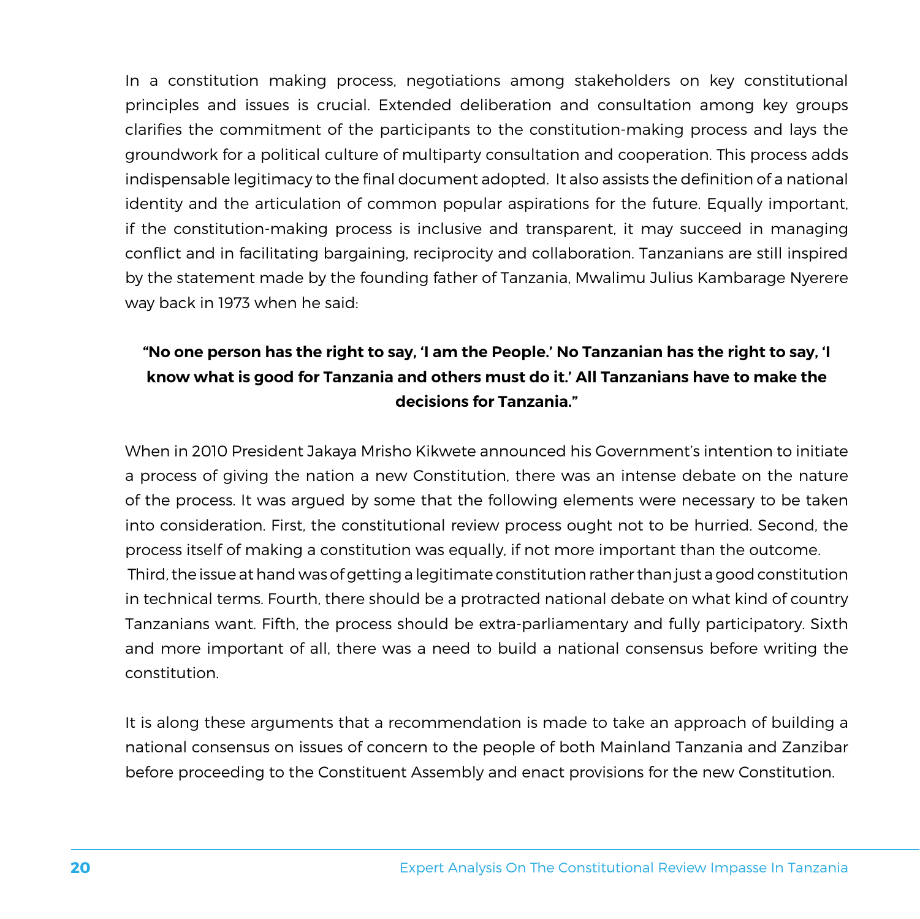In a constitution making process, negotiations among stakeholders on key constitutional principles and issues is crucial. Extended deliberation and consultation among key groups clarifies the commitment of the participants to the constitution-making process and lays the groundwork for a political culture of multiparty consultation and cooperation. This process adds indispensable legitimacy to the final document adopted. It also assists the definition of a national identity and the articulation of common popular aspirations for the future. Equally important, if the constitution-making process is inclusive and transparent, it may succeed in managing conflict and in facilitating bargaining, reciprocity and collaboration. Tanzanians are still inspired by the statement made by the founding father of Tanzania, Mwalimu Julius Kambarage Nyerere way back in 1973 when he said:

**"No one person has the right to say, 'I am the People.' No Tanzanian has the right to say, 'I know what is good for Tanzania and others must do it.' All Tanzanians have to make the decisions for Tanzania."**

When in 2010 President Jakaya Mrisho Kikwete announced his Government's intention to initiate a process of giving the nation a new Constitution, there was an intense debate on the nature of the process. It was argued by some that the following elements were necessary to be taken into consideration. First, the constitutional review process ought not to be hurried. Second, the process itself of making a constitution was equally, if not more important than the outcome. Third, the issue at hand was of getting a legitimate constitution rather than just a good constitution in technical terms. Fourth, there should be a protracted national debate on what kind of country Tanzanians want. Fifth, the process should be extra-parliamentary and fully participatory. Sixth and more important of all, there was a need to build a national consensus before writing the constitution.

It is along these arguments that a recommendation is made to take an approach of building a national consensus on issues of concern to the people of both Mainland Tanzania and Zanzibar before proceeding to the Constituent Assembly and enact provisions for the new Constitution.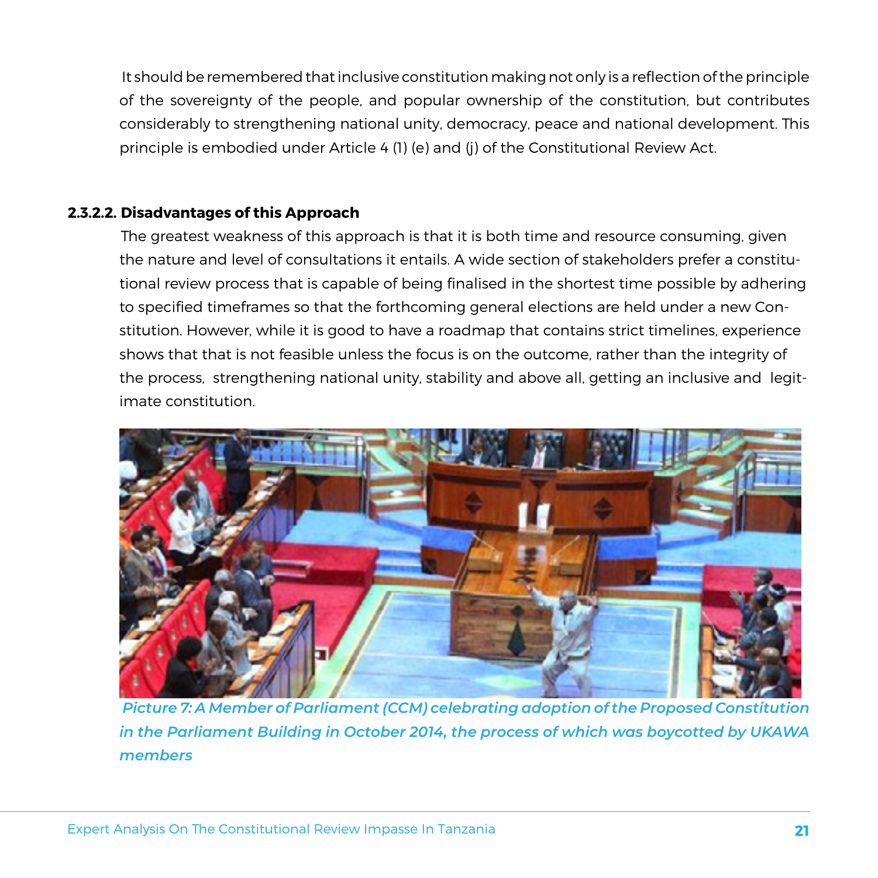It should be remembered that inclusive constitution making not only is a reflection of the principle of the sovereignty of the people, and popular ownership of the constitution, but contributes considerably to strengthening national unity, democracy, peace and national development. This principle is embodied under Article 4 (1) (e) and (j) of the Constitutional Review Act.

#### 2.3.2.2. Disadvantages of this Approach

The greatest weakness of this approach is that it is both time and resource consuming, given the nature and level of consultations it entails. A wide section of stakeholders prefer a constitutional review process that is capable of being finalised in the shortest time possible by adhering to specified timeframes so that the forthcoming general elections are held under a new Constitution. However, while it is good to have a roadmap that contains strict timelines, experience shows that that is not feasible unless the focus is on the outcome, rather than the integrity of the process, strengthening national unity, stability and above all, getting an inclusive and legitimate constitution.

*Picture 7: A Member of Parliament (CCM) celebrating adoption of the Proposed Constitution in the Parliament Building in October 2014, the process of which was boycotted by UKAWA members*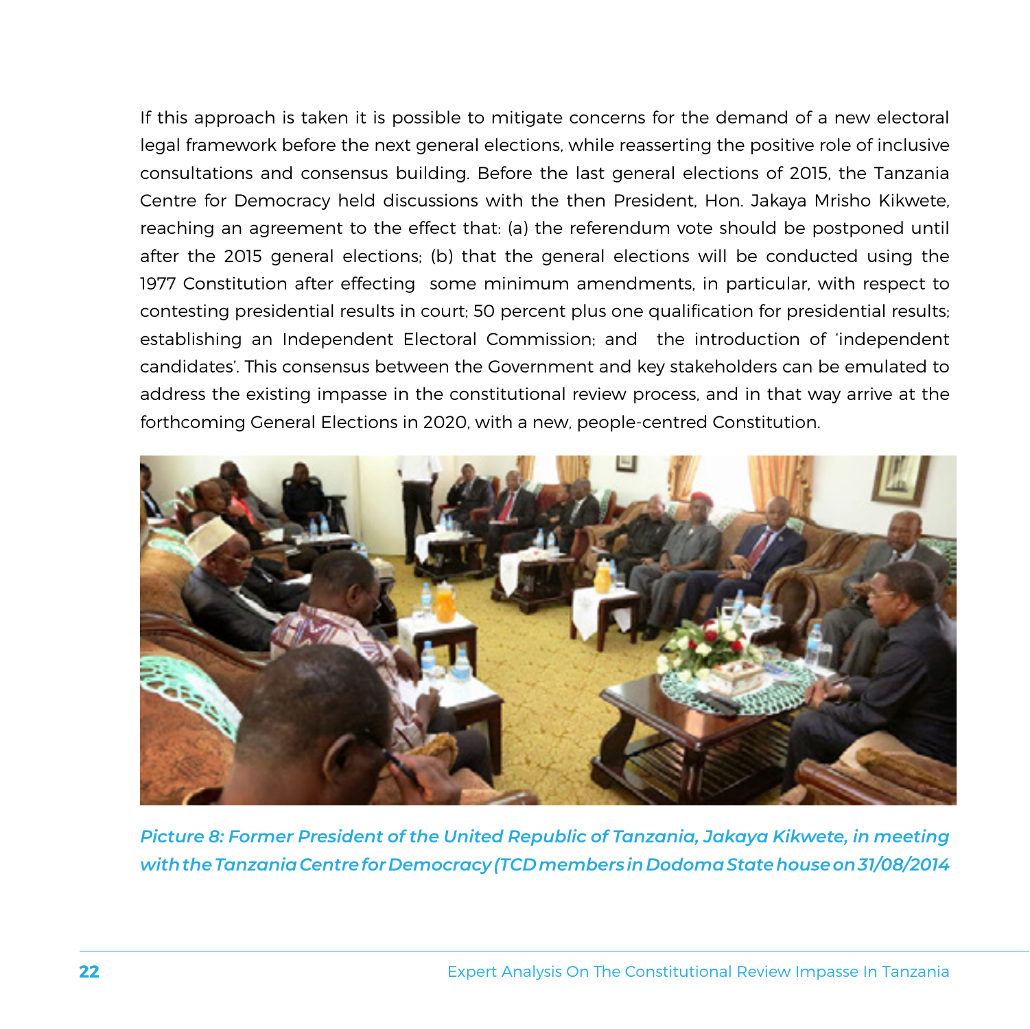If this approach is taken it is possible to mitigate concerns for the demand of a new electoral legal framework before the next general elections, while reasserting the positive role of inclusive consultations and consensus building. Before the last general elections of 2015, the Tanzania Centre for Democracy held discussions with the then President, Hon. Jakaya Mrisho Kikwete, reaching an agreement to the effect that: (a) the referendum vote should be postponed until after the 2015 general elections; (b) that the general elections will be conducted using the 1977 Constitution after effecting some minimum amendments, in particular, with respect to contesting presidential results in court; 50 percent plus one qualification for presidential results; establishing an Independent Electoral Commission; and the introduction of 'independent candidates'. This consensus between the Government and key stakeholders can be emulated to address the existing impasse in the constitutional review process, and in that way arrive at the forthcoming General Elections in 2020, with a new, people-centred Constitution.

*Picture 8: Former President of the United Republic of Tanzania, Jakaya Kikwete, in meeting with the Tanzania Centre for Democracy (TCD members in Dodoma State house on 31/08/2014*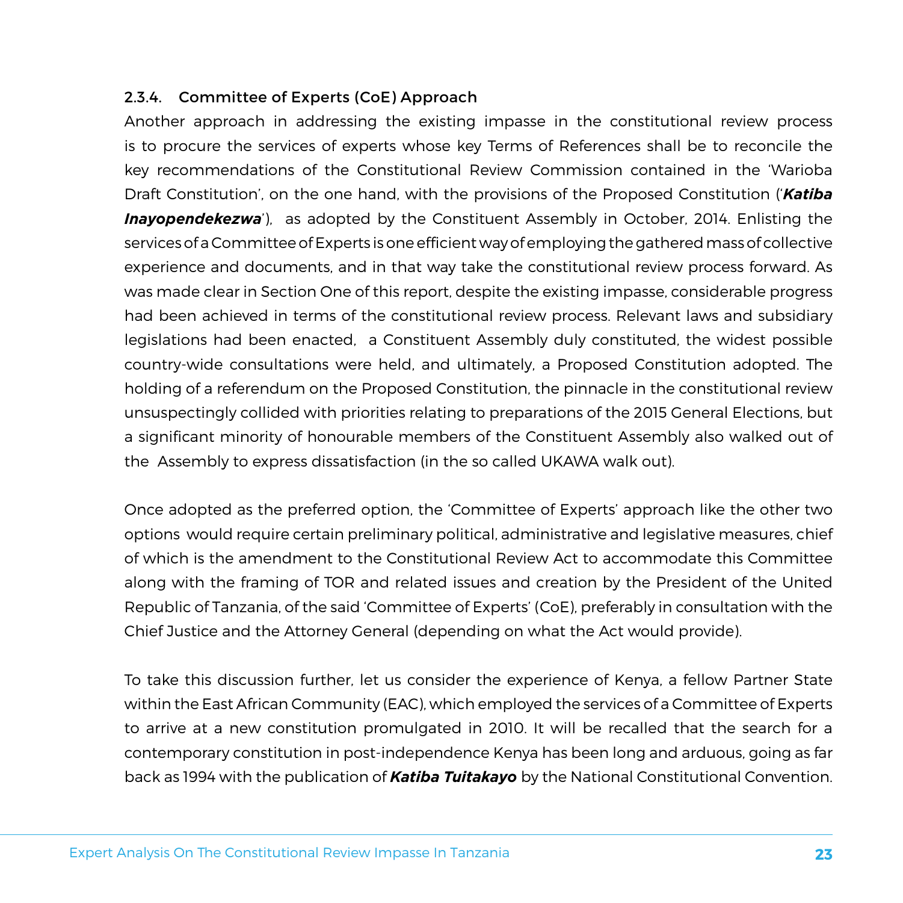### 2.3.4. Committee of Experts (CoE) Approach

Another approach in addressing the existing impasse in the constitutional review process is to procure the services of experts whose key Terms of References shall be to reconcile the key recommendations of the Constitutional Review Commission contained in the 'Warioba Draft Constitution', on the one hand, with the provisions of the Proposed Constitution ('***Katiba Inayopendekezwa***'), as adopted by the Constituent Assembly in October, 2014. Enlisting the services of a Committee of Experts is one efficient way of employing the gathered mass of collective experience and documents, and in that way take the constitutional review process forward. As was made clear in Section One of this report, despite the existing impasse, considerable progress had been achieved in terms of the constitutional review process. Relevant laws and subsidiary legislations had been enacted, a Constituent Assembly duly constituted, the widest possible country-wide consultations were held, and ultimately, a Proposed Constitution adopted. The holding of a referendum on the Proposed Constitution, the pinnacle in the constitutional review unsuspectingly collided with priorities relating to preparations of the 2015 General Elections, but a significant minority of honourable members of the Constituent Assembly also walked out of the Assembly to express dissatisfaction (in the so called UKAWA walk out).

Once adopted as the preferred option, the 'Committee of Experts' approach like the other two options would require certain preliminary political, administrative and legislative measures, chief of which is the amendment to the Constitutional Review Act to accommodate this Committee along with the framing of TOR and related issues and creation by the President of the United Republic of Tanzania, of the said 'Committee of Experts' (CoE), preferably in consultation with the Chief Justice and the Attorney General (depending on what the Act would provide).

To take this discussion further, let us consider the experience of Kenya, a fellow Partner State within the East African Community (EAC), which employed the services of a Committee of Experts to arrive at a new constitution promulgated in 2010. It will be recalled that the search for a contemporary constitution in post-independence Kenya has been long and arduous, going as far back as 1994 with the publication of ***Katiba Tuitakayo*** by the National Constitutional Convention.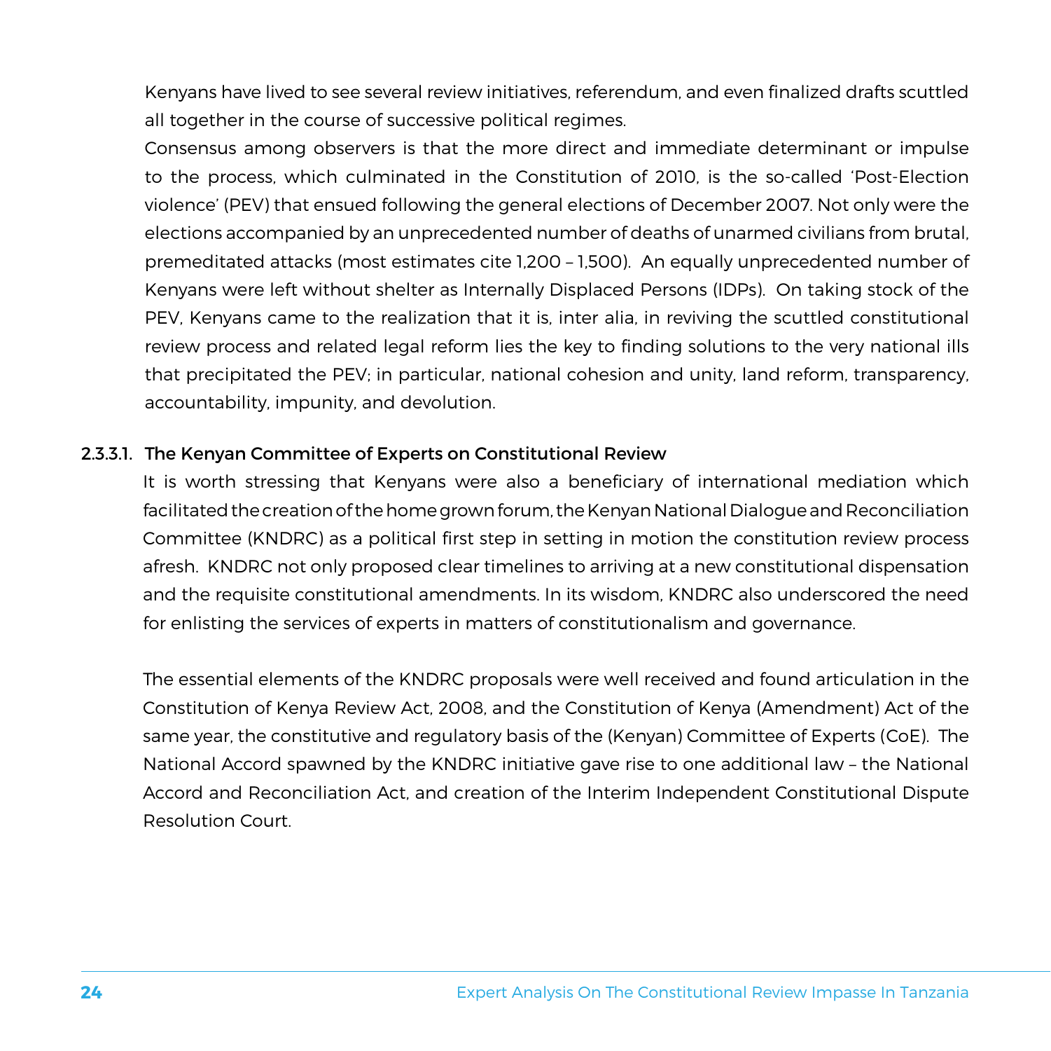Kenyans have lived to see several review initiatives, referendum, and even finalized drafts scuttled all together in the course of successive political regimes.

Consensus among observers is that the more direct and immediate determinant or impulse to the process, which culminated in the Constitution of 2010, is the so-called 'Post-Election violence' (PEV) that ensued following the general elections of December 2007. Not only were the elections accompanied by an unprecedented number of deaths of unarmed civilians from brutal, premeditated attacks (most estimates cite 1,200 – 1,500). An equally unprecedented number of Kenyans were left without shelter as Internally Displaced Persons (IDPs). On taking stock of the PEV, Kenyans came to the realization that it is, inter alia, in reviving the scuttled constitutional review process and related legal reform lies the key to finding solutions to the very national ills that precipitated the PEV; in particular, national cohesion and unity, land reform, transparency, accountability, impunity, and devolution.

#### 2.3.3.1. The Kenyan Committee of Experts on Constitutional Review

It is worth stressing that Kenyans were also a beneficiary of international mediation which facilitated the creation of the home grown forum, the Kenyan National Dialogue and Reconciliation Committee (KNDRC) as a political first step in setting in motion the constitution review process afresh. KNDRC not only proposed clear timelines to arriving at a new constitutional dispensation and the requisite constitutional amendments. In its wisdom, KNDRC also underscored the need for enlisting the services of experts in matters of constitutionalism and governance.

The essential elements of the KNDRC proposals were well received and found articulation in the Constitution of Kenya Review Act, 2008, and the Constitution of Kenya (Amendment) Act of the same year, the constitutive and regulatory basis of the (Kenyan) Committee of Experts (CoE). The National Accord spawned by the KNDRC initiative gave rise to one additional law – the National Accord and Reconciliation Act, and creation of the Interim Independent Constitutional Dispute Resolution Court.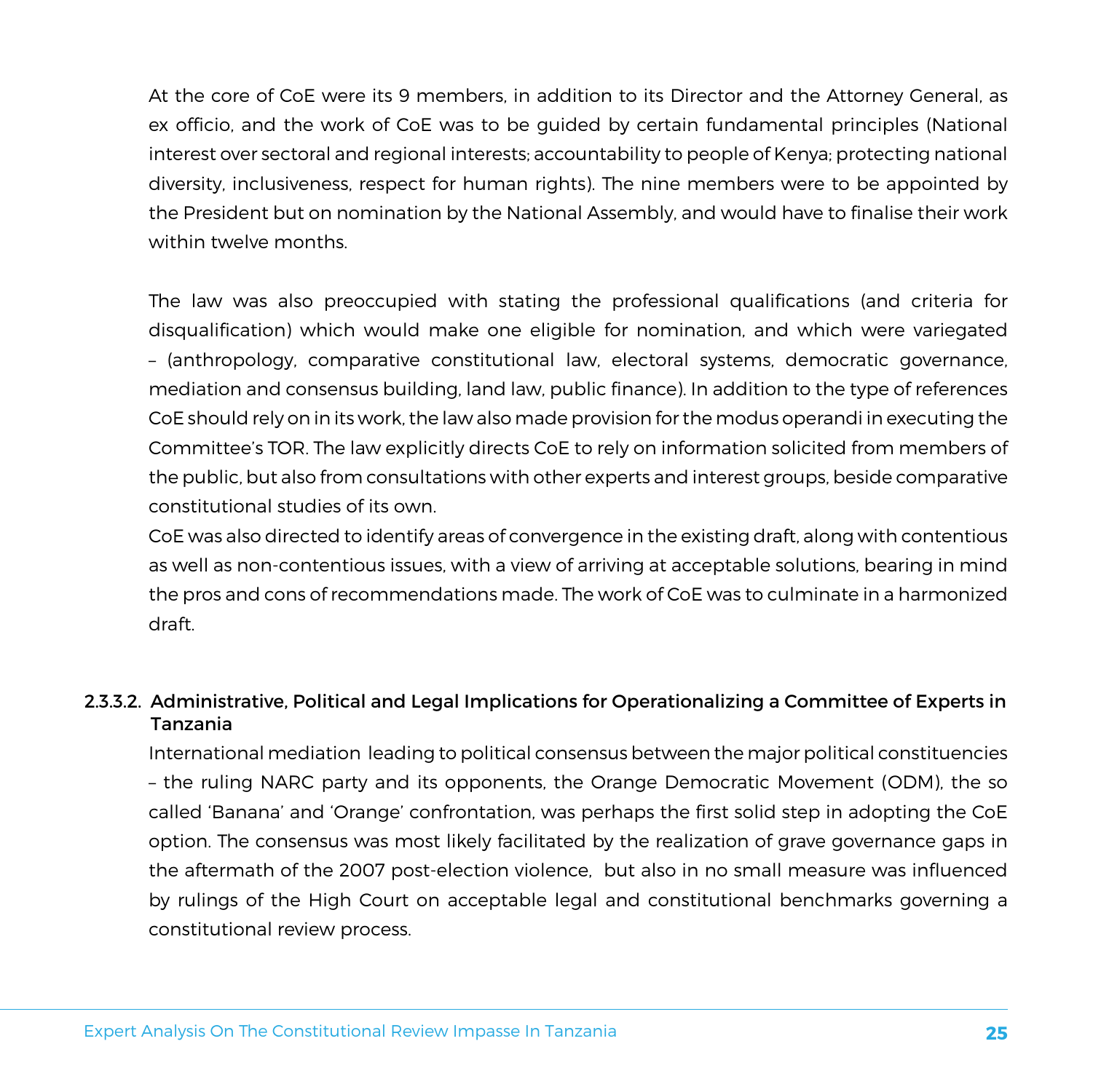At the core of CoE were its 9 members, in addition to its Director and the Attorney General, as ex officio, and the work of CoE was to be guided by certain fundamental principles (National interest over sectoral and regional interests; accountability to people of Kenya; protecting national diversity, inclusiveness, respect for human rights). The nine members were to be appointed by the President but on nomination by the National Assembly, and would have to finalise their work within twelve months.

The law was also preoccupied with stating the professional qualifications (and criteria for disqualification) which would make one eligible for nomination, and which were variegated – (anthropology, comparative constitutional law, electoral systems, democratic governance, mediation and consensus building, land law, public finance). In addition to the type of references CoE should rely on in its work, the law also made provision for the modus operandi in executing the Committee's TOR. The law explicitly directs CoE to rely on information solicited from members of the public, but also from consultations with other experts and interest groups, beside comparative constitutional studies of its own.

CoE was also directed to identify areas of convergence in the existing draft, along with contentious as well as non-contentious issues, with a view of arriving at acceptable solutions, bearing in mind the pros and cons of recommendations made. The work of CoE was to culminate in a harmonized draft.

#### 2.3.3.2. Administrative, Political and Legal Implications for Operationalizing a Committee of Experts in Tanzania

International mediation leading to political consensus between the major political constituencies – the ruling NARC party and its opponents, the Orange Democratic Movement (ODM), the so called 'Banana' and 'Orange' confrontation, was perhaps the first solid step in adopting the CoE option. The consensus was most likely facilitated by the realization of grave governance gaps in the aftermath of the 2007 post-election violence, but also in no small measure was influenced by rulings of the High Court on acceptable legal and constitutional benchmarks governing a constitutional review process.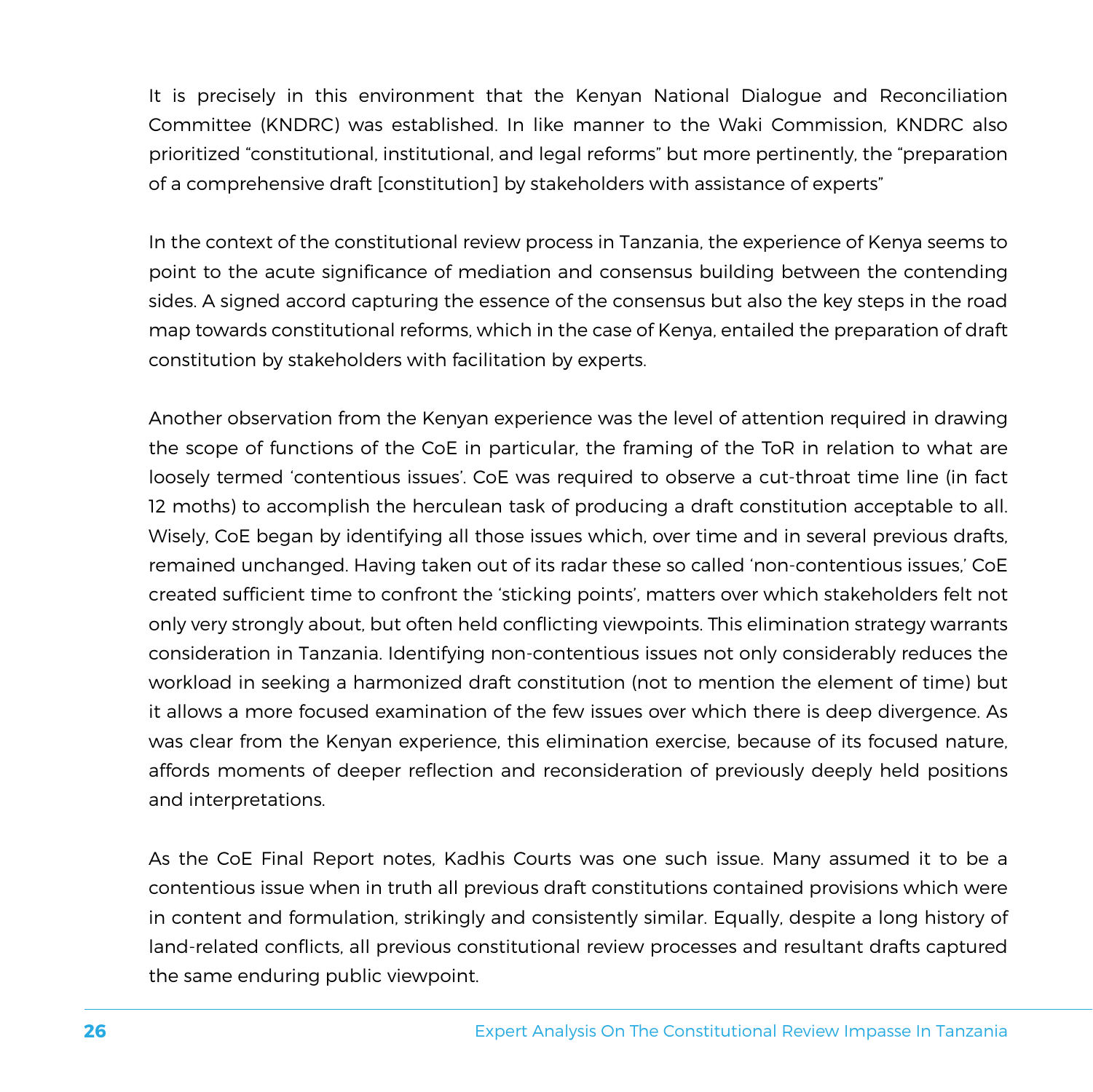It is precisely in this environment that the Kenyan National Dialogue and Reconciliation Committee (KNDRC) was established. In like manner to the Waki Commission, KNDRC also prioritized "constitutional, institutional, and legal reforms" but more pertinently, the "preparation of a comprehensive draft [constitution] by stakeholders with assistance of experts"

In the context of the constitutional review process in Tanzania, the experience of Kenya seems to point to the acute significance of mediation and consensus building between the contending sides. A signed accord capturing the essence of the consensus but also the key steps in the road map towards constitutional reforms, which in the case of Kenya, entailed the preparation of draft constitution by stakeholders with facilitation by experts.

Another observation from the Kenyan experience was the level of attention required in drawing the scope of functions of the CoE in particular, the framing of the ToR in relation to what are loosely termed 'contentious issues'. CoE was required to observe a cut-throat time line (in fact 12 moths) to accomplish the herculean task of producing a draft constitution acceptable to all. Wisely, CoE began by identifying all those issues which, over time and in several previous drafts, remained unchanged. Having taken out of its radar these so called 'non-contentious issues,' CoE created sufficient time to confront the 'sticking points', matters over which stakeholders felt not only very strongly about, but often held conflicting viewpoints. This elimination strategy warrants consideration in Tanzania. Identifying non-contentious issues not only considerably reduces the workload in seeking a harmonized draft constitution (not to mention the element of time) but it allows a more focused examination of the few issues over which there is deep divergence. As was clear from the Kenyan experience, this elimination exercise, because of its focused nature, affords moments of deeper reflection and reconsideration of previously deeply held positions and interpretations.

As the CoE Final Report notes, Kadhis Courts was one such issue. Many assumed it to be a contentious issue when in truth all previous draft constitutions contained provisions which were in content and formulation, strikingly and consistently similar. Equally, despite a long history of land-related conflicts, all previous constitutional review processes and resultant drafts captured the same enduring public viewpoint.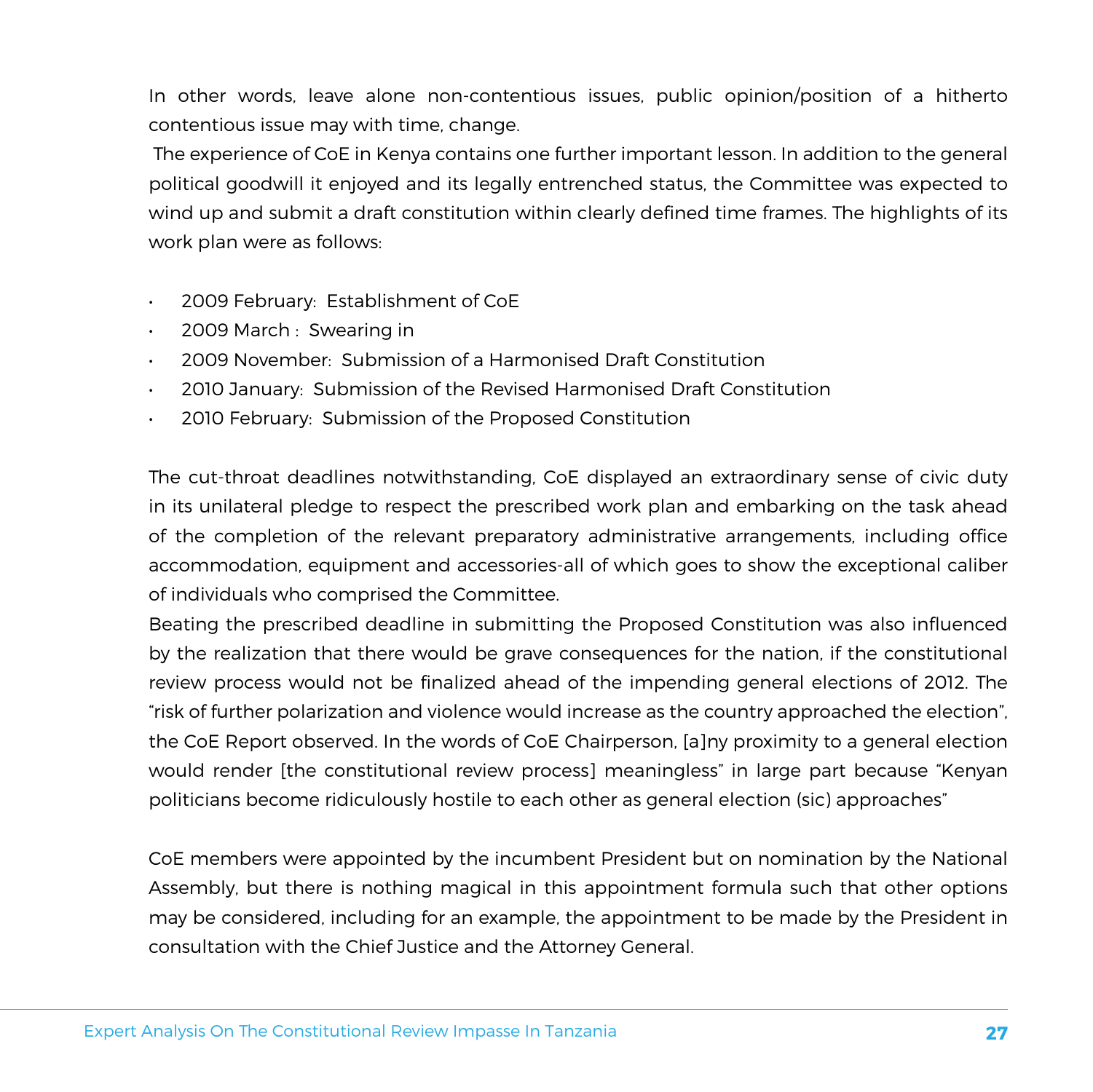In other words, leave alone non-contentious issues, public opinion/position of a hitherto contentious issue may with time, change.

The experience of CoE in Kenya contains one further important lesson. In addition to the general political goodwill it enjoyed and its legally entrenched status, the Committee was expected to wind up and submit a draft constitution within clearly defined time frames. The highlights of its work plan were as follows:

- 2009 February: Establishment of CoE
- 2009 March : Swearing in
- 2009 November: Submission of a Harmonised Draft Constitution
- 2010 January: Submission of the Revised Harmonised Draft Constitution
- 2010 February: Submission of the Proposed Constitution

The cut-throat deadlines notwithstanding, CoE displayed an extraordinary sense of civic duty in its unilateral pledge to respect the prescribed work plan and embarking on the task ahead of the completion of the relevant preparatory administrative arrangements, including office accommodation, equipment and accessories-all of which goes to show the exceptional caliber of individuals who comprised the Committee.

Beating the prescribed deadline in submitting the Proposed Constitution was also influenced by the realization that there would be grave consequences for the nation, if the constitutional review process would not be finalized ahead of the impending general elections of 2012. The "risk of further polarization and violence would increase as the country approached the election", the CoE Report observed. In the words of CoE Chairperson, [a]ny proximity to a general election would render [the constitutional review process] meaningless" in large part because "Kenyan politicians become ridiculously hostile to each other as general election (sic) approaches"

CoE members were appointed by the incumbent President but on nomination by the National Assembly, but there is nothing magical in this appointment formula such that other options may be considered, including for an example, the appointment to be made by the President in consultation with the Chief Justice and the Attorney General.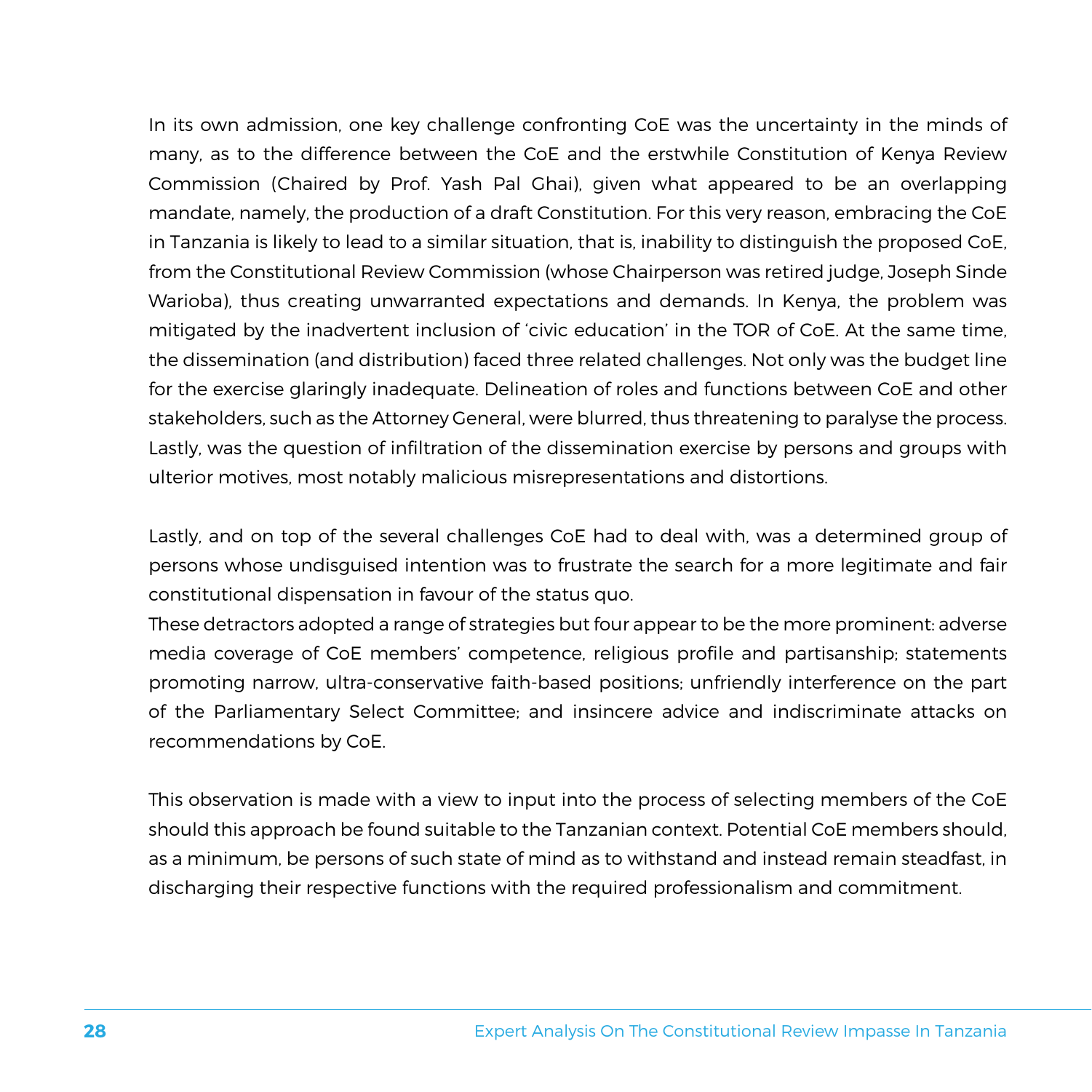In its own admission, one key challenge confronting CoE was the uncertainty in the minds of many, as to the difference between the CoE and the erstwhile Constitution of Kenya Review Commission (Chaired by Prof. Yash Pal Ghai), given what appeared to be an overlapping mandate, namely, the production of a draft Constitution. For this very reason, embracing the CoE in Tanzania is likely to lead to a similar situation, that is, inability to distinguish the proposed CoE, from the Constitutional Review Commission (whose Chairperson was retired judge, Joseph Sinde Warioba), thus creating unwarranted expectations and demands. In Kenya, the problem was mitigated by the inadvertent inclusion of 'civic education' in the TOR of CoE. At the same time, the dissemination (and distribution) faced three related challenges. Not only was the budget line for the exercise glaringly inadequate. Delineation of roles and functions between CoE and other stakeholders, such as the Attorney General, were blurred, thus threatening to paralyse the process. Lastly, was the question of infiltration of the dissemination exercise by persons and groups with ulterior motives, most notably malicious misrepresentations and distortions.

Lastly, and on top of the several challenges CoE had to deal with, was a determined group of persons whose undisguised intention was to frustrate the search for a more legitimate and fair constitutional dispensation in favour of the status quo.

These detractors adopted a range of strategies but four appear to be the more prominent: adverse media coverage of CoE members' competence, religious profile and partisanship; statements promoting narrow, ultra-conservative faith-based positions; unfriendly interference on the part of the Parliamentary Select Committee; and insincere advice and indiscriminate attacks on recommendations by CoE.

This observation is made with a view to input into the process of selecting members of the CoE should this approach be found suitable to the Tanzanian context. Potential CoE members should, as a minimum, be persons of such state of mind as to withstand and instead remain steadfast, in discharging their respective functions with the required professionalism and commitment.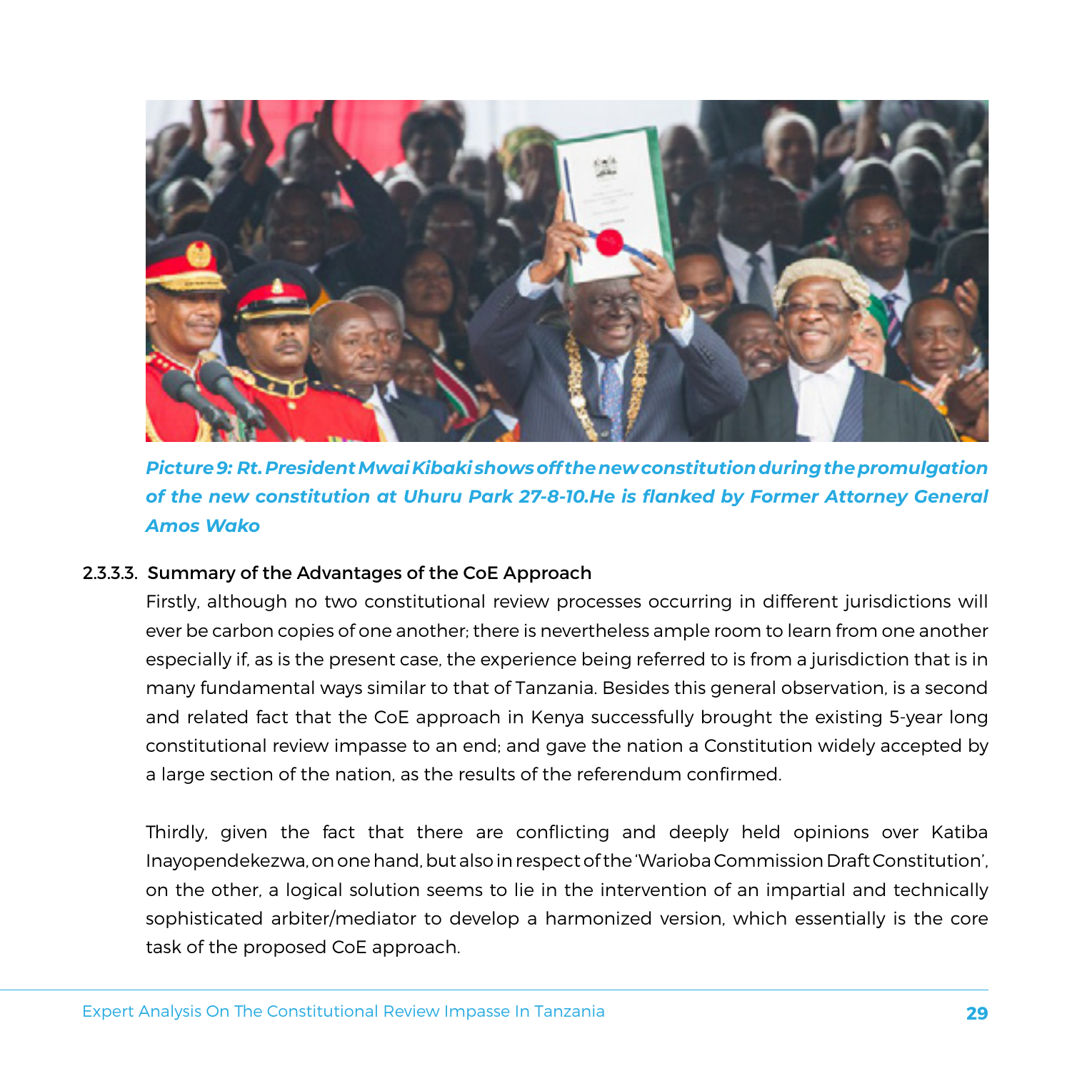*Picture 9: Rt. President Mwai Kibaki shows off the new constitution during the promulgation of the new constitution at Uhuru Park 27-8-10.He is flanked by Former Attorney General Amos Wako*

#### 2.3.3.3. Summary of the Advantages of the CoE Approach

Firstly, although no two constitutional review processes occurring in different jurisdictions will ever be carbon copies of one another; there is nevertheless ample room to learn from one another especially if, as is the present case, the experience being referred to is from a jurisdiction that is in many fundamental ways similar to that of Tanzania. Besides this general observation, is a second and related fact that the CoE approach in Kenya successfully brought the existing 5-year long constitutional review impasse to an end; and gave the nation a Constitution widely accepted by a large section of the nation, as the results of the referendum confirmed.

Thirdly, given the fact that there are conflicting and deeply held opinions over Katiba Inayopendekezwa, on one hand, but also in respect of the 'Warioba Commission Draft Constitution', on the other, a logical solution seems to lie in the intervention of an impartial and technically sophisticated arbiter/mediator to develop a harmonized version, which essentially is the core task of the proposed CoE approach.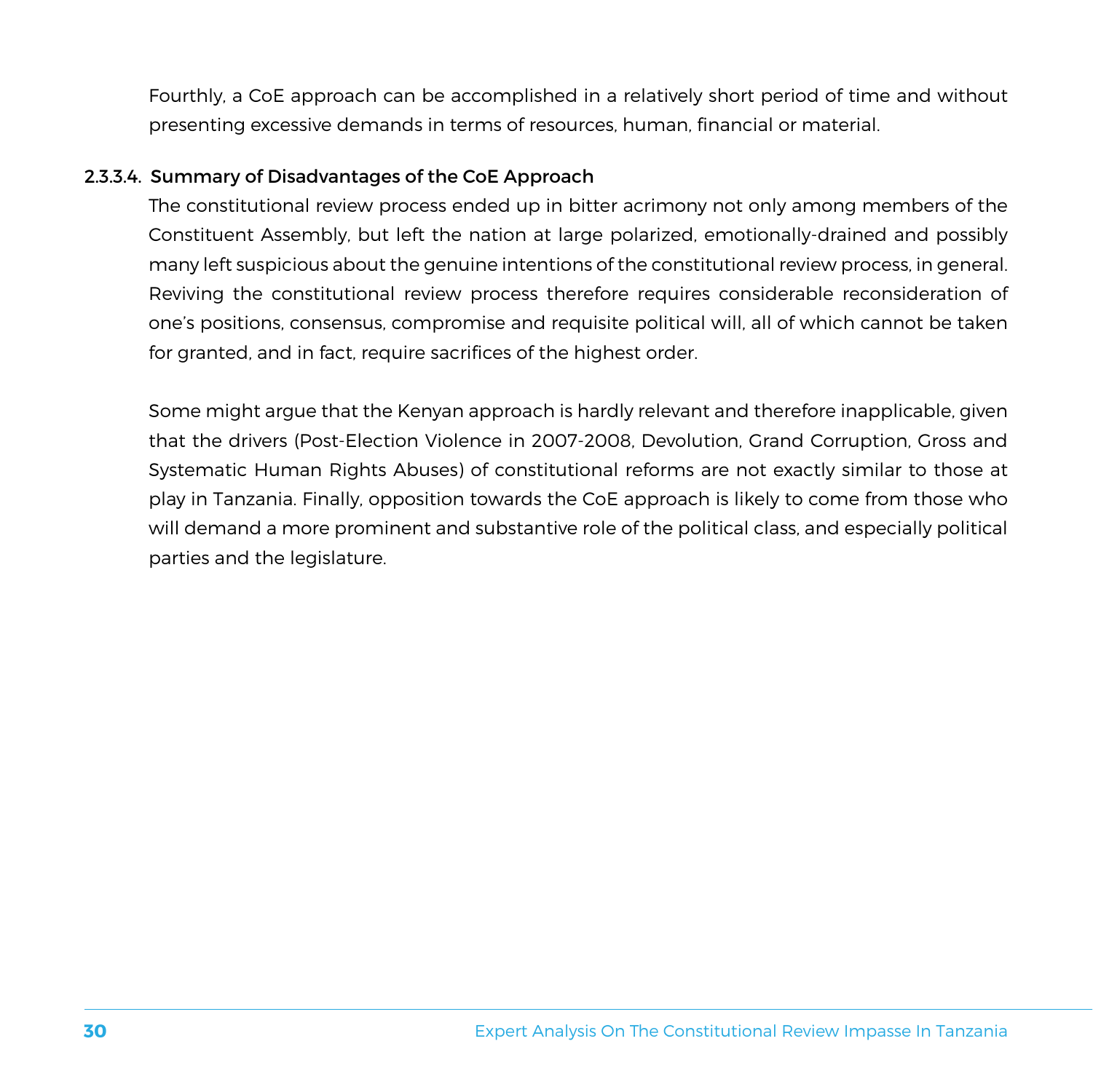Fourthly, a CoE approach can be accomplished in a relatively short period of time and without presenting excessive demands in terms of resources, human, financial or material.

#### 2.3.3.4. Summary of Disadvantages of the CoE Approach

The constitutional review process ended up in bitter acrimony not only among members of the Constituent Assembly, but left the nation at large polarized, emotionally-drained and possibly many left suspicious about the genuine intentions of the constitutional review process, in general. Reviving the constitutional review process therefore requires considerable reconsideration of one's positions, consensus, compromise and requisite political will, all of which cannot be taken for granted, and in fact, require sacrifices of the highest order.

Some might argue that the Kenyan approach is hardly relevant and therefore inapplicable, given that the drivers (Post-Election Violence in 2007-2008, Devolution, Grand Corruption, Gross and Systematic Human Rights Abuses) of constitutional reforms are not exactly similar to those at play in Tanzania. Finally, opposition towards the CoE approach is likely to come from those who will demand a more prominent and substantive role of the political class, and especially political parties and the legislature.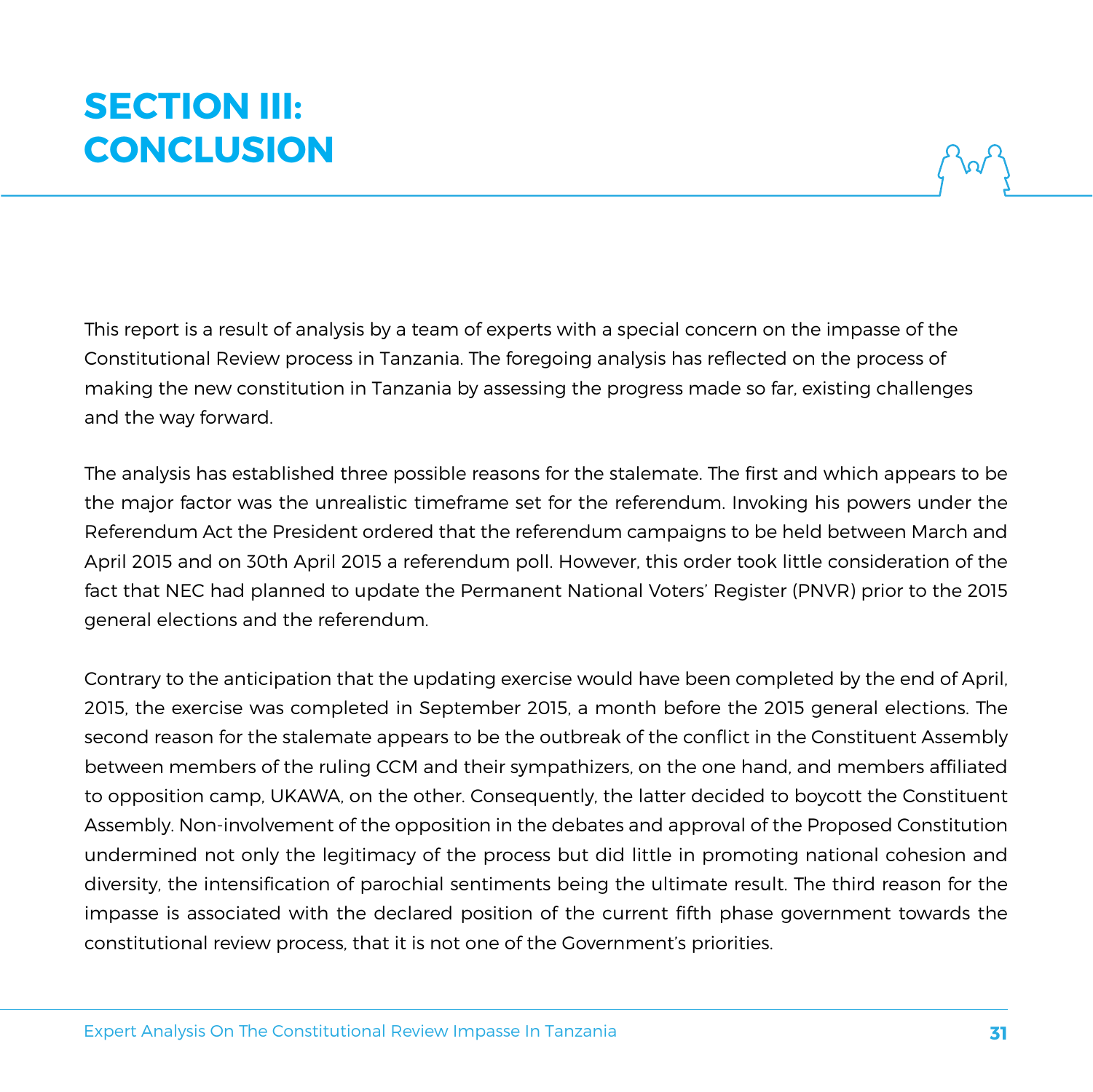# SECTION III: CONCLUSION

This report is a result of analysis by a team of experts with a special concern on the impasse of the Constitutional Review process in Tanzania. The foregoing analysis has reflected on the process of making the new constitution in Tanzania by assessing the progress made so far, existing challenges and the way forward.

The analysis has established three possible reasons for the stalemate. The first and which appears to be the major factor was the unrealistic timeframe set for the referendum. Invoking his powers under the Referendum Act the President ordered that the referendum campaigns to be held between March and April 2015 and on 30th April 2015 a referendum poll. However, this order took little consideration of the fact that NEC had planned to update the Permanent National Voters' Register (PNVR) prior to the 2015 general elections and the referendum.

Contrary to the anticipation that the updating exercise would have been completed by the end of April, 2015, the exercise was completed in September 2015, a month before the 2015 general elections. The second reason for the stalemate appears to be the outbreak of the conflict in the Constituent Assembly between members of the ruling CCM and their sympathizers, on the one hand, and members affiliated to opposition camp, UKAWA, on the other. Consequently, the latter decided to boycott the Constituent Assembly. Non-involvement of the opposition in the debates and approval of the Proposed Constitution undermined not only the legitimacy of the process but did little in promoting national cohesion and diversity, the intensification of parochial sentiments being the ultimate result. The third reason for the impasse is associated with the declared position of the current fifth phase government towards the constitutional review process, that it is not one of the Government's priorities.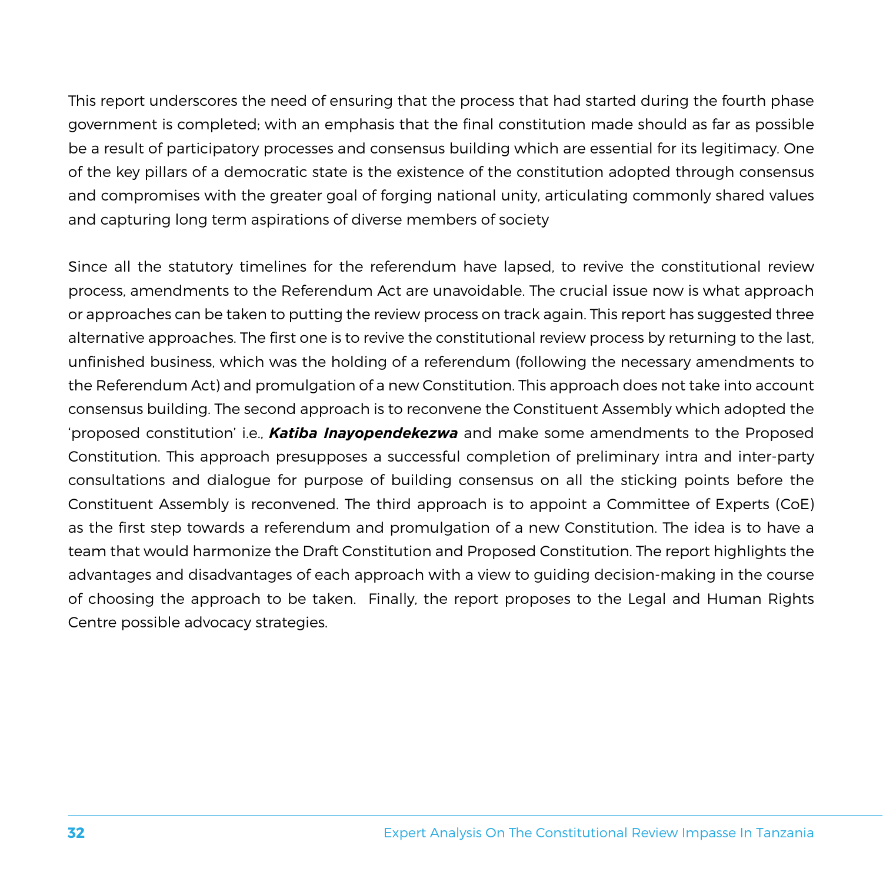This report underscores the need of ensuring that the process that had started during the fourth phase government is completed; with an emphasis that the final constitution made should as far as possible be a result of participatory processes and consensus building which are essential for its legitimacy. One of the key pillars of a democratic state is the existence of the constitution adopted through consensus and compromises with the greater goal of forging national unity, articulating commonly shared values and capturing long term aspirations of diverse members of society

Since all the statutory timelines for the referendum have lapsed, to revive the constitutional review process, amendments to the Referendum Act are unavoidable. The crucial issue now is what approach or approaches can be taken to putting the review process on track again. This report has suggested three alternative approaches. The first one is to revive the constitutional review process by returning to the last, unfinished business, which was the holding of a referendum (following the necessary amendments to the Referendum Act) and promulgation of a new Constitution. This approach does not take into account consensus building. The second approach is to reconvene the Constituent Assembly which adopted the 'proposed constitution' i.e., ***Katiba Inayopendekezwa*** and make some amendments to the Proposed Constitution. This approach presupposes a successful completion of preliminary intra and inter-party consultations and dialogue for purpose of building consensus on all the sticking points before the Constituent Assembly is reconvened. The third approach is to appoint a Committee of Experts (CoE) as the first step towards a referendum and promulgation of a new Constitution. The idea is to have a team that would harmonize the Draft Constitution and Proposed Constitution. The report highlights the advantages and disadvantages of each approach with a view to guiding decision-making in the course of choosing the approach to be taken. Finally, the report proposes to the Legal and Human Rights Centre possible advocacy strategies.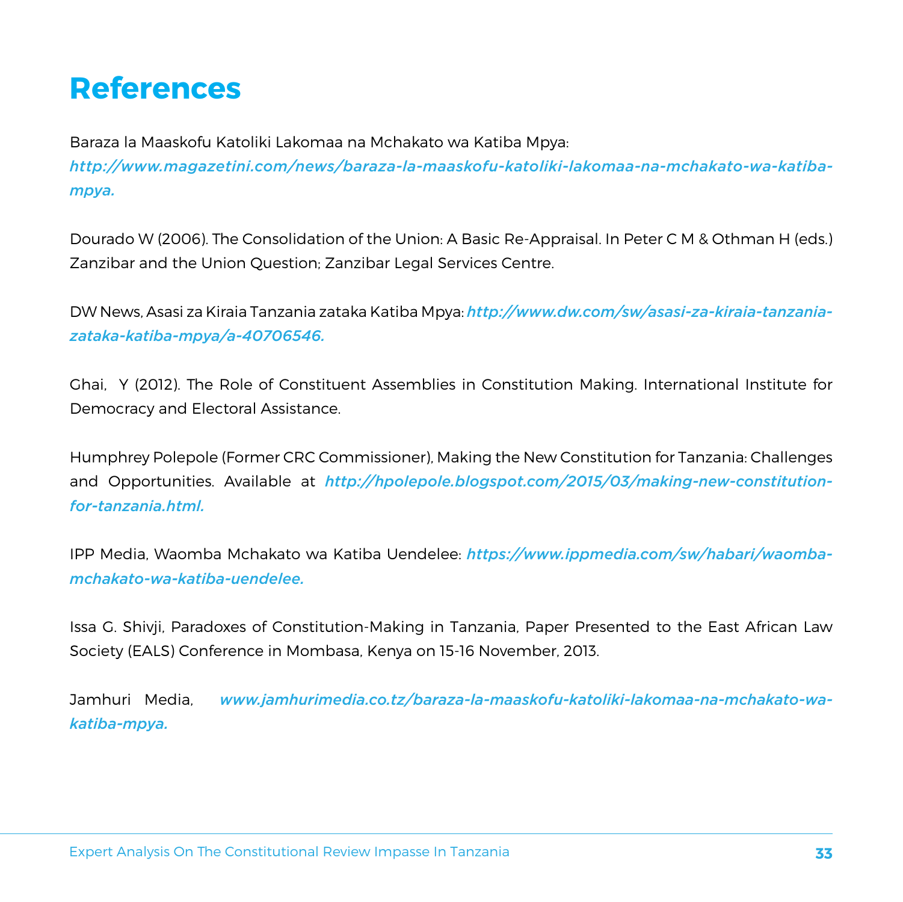# References

Baraza la Maaskofu Katoliki Lakomaa na Mchakato wa Katiba Mpya: *http://www.magazetini.com/news/baraza-la-maaskofu-katoliki-lakomaa-na-mchakato-wa-katiba-mpya.*

Dourado W (2006). The Consolidation of the Union: A Basic Re-Appraisal. In Peter C M & Othman H (eds.) Zanzibar and the Union Question; Zanzibar Legal Services Centre.

DW News, Asasi za Kiraia Tanzania zataka Katiba Mpya: ***http://www.dw.com/sw/asasi-za-kiraia-tanzania-zataka-katiba-mpya/a-40706546.***

Ghai, Y (2012). The Role of Constituent Assemblies in Constitution Making. International Institute for Democracy and Electoral Assistance.

Humphrey Polepole (Former CRC Commissioner), Making the New Constitution for Tanzania: Challenges and Opportunities. Available at ***http://hpolepole.blogspot.com/2015/03/making-new-constitution-for-tanzania.html.***

IPP Media, Waomba Mchakato wa Katiba Uendelee: ***https://www.ippmedia.com/sw/habari/waomba-mchakato-wa-katiba-uendelee.***

Issa G. Shivji, Paradoxes of Constitution-Making in Tanzania, Paper Presented to the East African Law Society (EALS) Conference in Mombasa, Kenya on 15-16 November, 2013.

Jamhuri Media, *www.jamhurimedia.co.tz/baraza-la-maaskofu-katoliki-lakomaa-na-mchakato-wa-katiba-mpya.*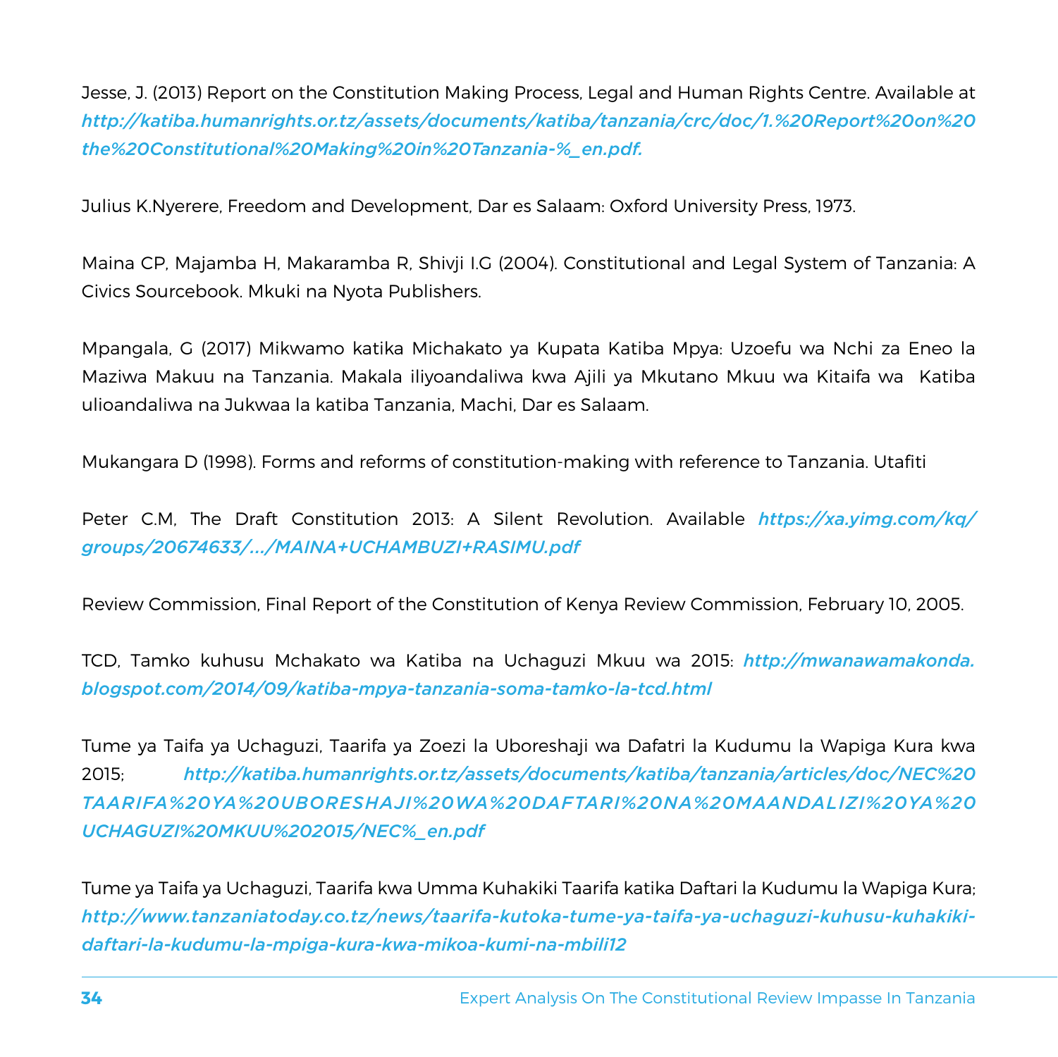Jesse, J. (2013) Report on the Constitution Making Process, Legal and Human Rights Centre. Available at *http://katiba.humanrights.or.tz/assets/documents/katiba/tanzania/crc/doc/1.%20Report%20on%20the%20Constitutional%20Making%20in%20Tanzania-%_en.pdf.*

Julius K.Nyerere, Freedom and Development, Dar es Salaam: Oxford University Press, 1973.

Maina CP, Majamba H, Makaramba R, Shivji I.G (2004). Constitutional and Legal System of Tanzania: A Civics Sourcebook. Mkuki na Nyota Publishers.

Mpangala, G (2017) Mikwamo katika Michakato ya Kupata Katiba Mpya: Uzoefu wa Nchi za Eneo la Maziwa Makuu na Tanzania. Makala iliyoandaliwa kwa Ajili ya Mkutano Mkuu wa Kitaifa wa Katiba ulioandaliwa na Jukwaa la katiba Tanzania, Machi, Dar es Salaam.

Mukangara D (1998). Forms and reforms of constitution-making with reference to Tanzania. Utafiti

Peter C.M, The Draft Constitution 2013: A Silent Revolution. Available *https://xa.yimg.com/kq/groups/20674633/.../MAINA+UCHAMBUZI+RASIMU.pdf*

Review Commission, Final Report of the Constitution of Kenya Review Commission, February 10, 2005.

TCD, Tamko kuhusu Mchakato wa Katiba na Uchaguzi Mkuu wa 2015: *http://mwanawamakonda.blogspot.com/2014/09/katiba-mpya-tanzania-soma-tamko-la-tcd.html*

Tume ya Taifa ya Uchaguzi, Taarifa ya Zoezi la Uboreshaji wa Dafatri la Kudumu la Wapiga Kura kwa 2015; *http://katiba.humanrights.or.tz/assets/documents/katiba/tanzania/articles/doc/NEC%20TAARIFA%20YA%20UBORESHAJI%20WA%20DAFTARI%20NA%20MAANDALIZI%20YA%20UCHAGUZI%20MKUU%202015/NEC%_en.pdf*

Tume ya Taifa ya Uchaguzi, Taarifa kwa Umma Kuhakiki Taarifa katika Daftari la Kudumu la Wapiga Kura; *http://www.tanzaniatoday.co.tz/news/taarifa-kutoka-tume-ya-taifa-ya-uchaguzi-kuhusu-kuhakiki-daftari-la-kudumu-la-mpiga-kura-kwa-mikoa-kumi-na-mbili12*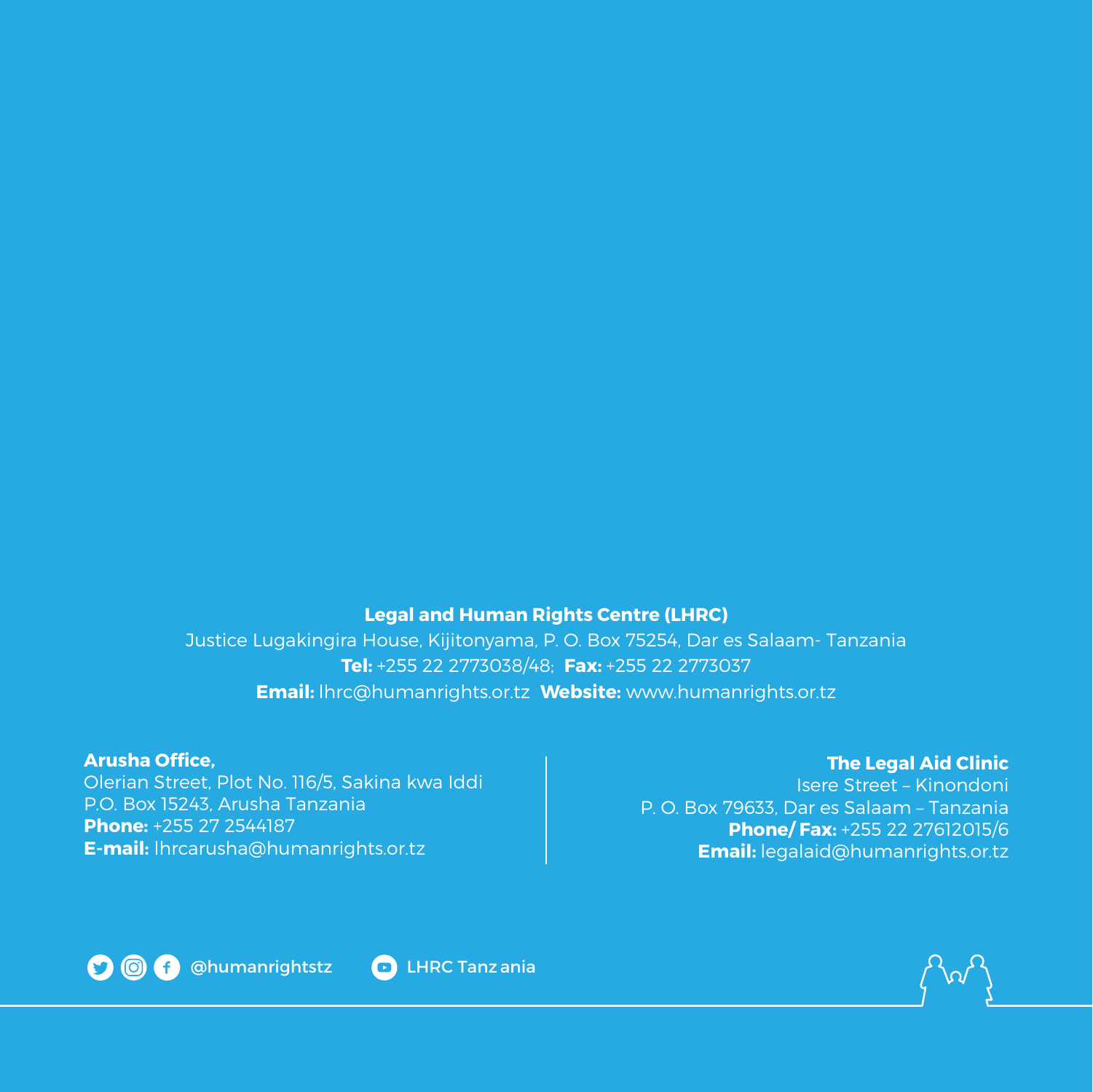**Legal and Human Rights Centre (LHRC)**
Justice Lugakingira House, Kijitonyama, P. O. Box 75254, Dar es Salaam- Tanzania
**Tel:** +255 22 2773038/48; **Fax:** +255 22 2773037
**Email:** lhrc@humanrights.or.tz **Website:** www.humanrights.or.tz

**Arusha Office,**
Olerian Street, Plot No. 116/5, Sakina kwa Iddi
P.O. Box 15243, Arusha Tanzania
**Phone:** +255 27 2544187
**E-mail:** lhrcarusha@humanrights.or.tz

**The Legal Aid Clinic**
Isere Street – Kinondoni
P. O. Box 79633, Dar es Salaam – Tanzania
**Phone/ Fax:** +255 22 27612015/6
**Email:** legalaid@humanrights.or.tz

@humanrightstz LHRC Tanzania